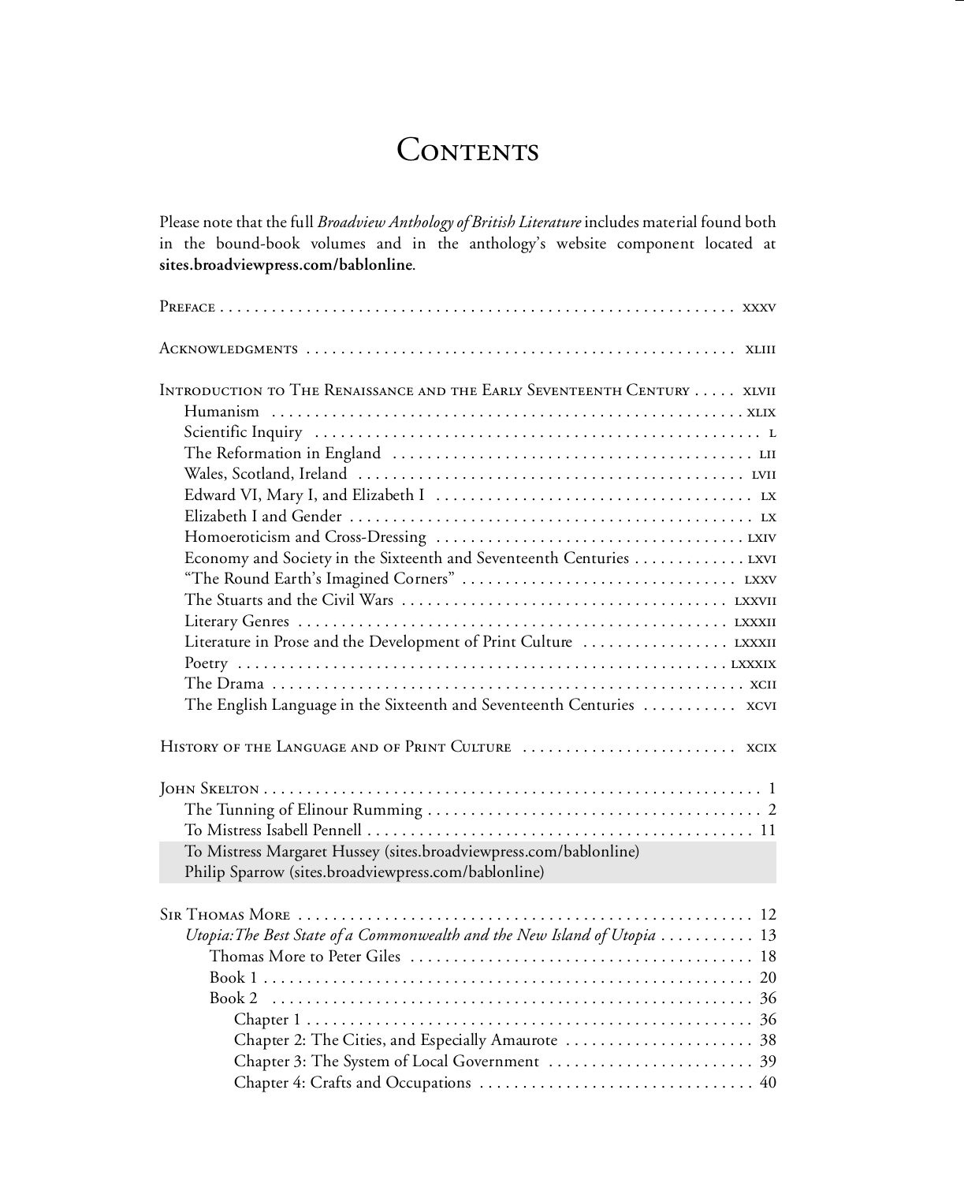# Contents

Please note that the full *Broadview Anthology of British Literature* includes material found both in the bound-book volumes and in the anthology's website component located at **sites.broadviewpress.com/bablonline**.

Preface . . . . . . . . . . xxxv

Acknowledgments . . . . . . . . . . xliii

Introduction to The Renaissance and the Early Seventeenth Century . . . . . xlvii
- Humanism . . . . . . . . . . xlix
- Scientific Inquiry . . . . . . . . . . l
- The Reformation in England . . . . . . . . . . lii
- Wales, Scotland, Ireland . . . . . . . . . . lvii
- Edward VI, Mary I, and Elizabeth I . . . . . . . . . . lx
- Elizabeth I and Gender . . . . . . . . . . lx
- Homoeroticism and Cross-Dressing . . . . . . . . . . lxiv
- Economy and Society in the Sixteenth and Seventeenth Centuries . . . . . . . . . . lxvi
- "The Round Earth's Imagined Corners" . . . . . . . . . . lxxv
- The Stuarts and the Civil Wars . . . . . . . . . . lxxvii
- Literary Genres . . . . . . . . . . lxxxii
- Literature in Prose and the Development of Print Culture . . . . . . . . . . lxxxii
- Poetry . . . . . . . . . . lxxxix
- The Drama . . . . . . . . . . xcii
- The English Language in the Sixteenth and Seventeenth Centuries . . . . . . . . . . xcvi

History of the Language and of Print Culture . . . . . . . . . . xcix

John Skelton . . . . . . . . . . 1
- The Tunning of Elinour Rumming . . . . . . . . . . 2
- To Mistress Isabell Pennell . . . . . . . . . . 11
- To Mistress Margaret Hussey (sites.broadviewpress.com/bablonline)
- Philip Sparrow (sites.broadviewpress.com/bablonline)

Sir Thomas More . . . . . . . . . . 12
- *Utopia: The Best State of a Commonwealth and the New Island of Utopia* . . . . . . . . . . 13
  - Thomas More to Peter Giles . . . . . . . . . . 18
  - Book 1 . . . . . . . . . . 20
  - Book 2 . . . . . . . . . . 36
    - Chapter 1 . . . . . . . . . . 36
    - Chapter 2: The Cities, and Especially Amaurote . . . . . . . . . . 38
    - Chapter 3: The System of Local Government . . . . . . . . . . 39
    - Chapter 4: Crafts and Occupations . . . . . . . . . . 40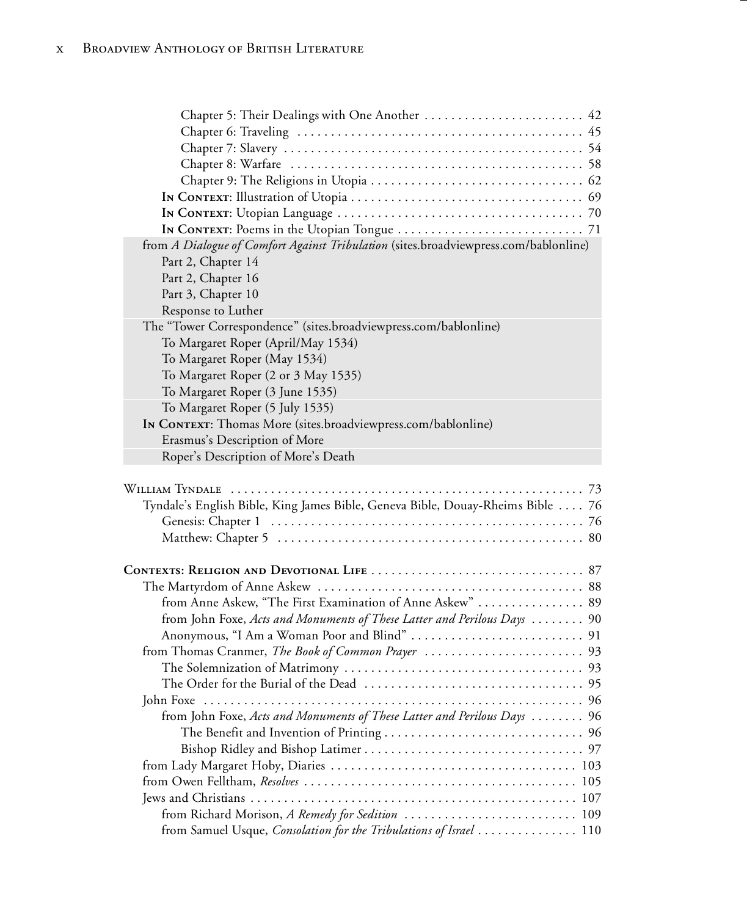Chapter 5: Their Dealings with One Another . . . . . . . . . . . . . . . . . . . . . . . . 42
Chapter 6: Traveling . . . . . . . . . . . . . . . . . . . . . . . . . . . . . . . . . . . . . . . . . . . 45
Chapter 7: Slavery . . . . . . . . . . . . . . . . . . . . . . . . . . . . . . . . . . . . . . . . . . . . 54
Chapter 8: Warfare . . . . . . . . . . . . . . . . . . . . . . . . . . . . . . . . . . . . . . . . . . . 58
Chapter 9: The Religions in Utopia . . . . . . . . . . . . . . . . . . . . . . . . . . . . . . . 62
**In Context**: Illustration of Utopia . . . . . . . . . . . . . . . . . . . . . . . . . . . . . . . . . . 69
**In Context**: Utopian Language . . . . . . . . . . . . . . . . . . . . . . . . . . . . . . . . . . . . 70
**In Context**: Poems in the Utopian Tongue . . . . . . . . . . . . . . . . . . . . . . . . . . . 71
from *A Dialogue of Comfort Against Tribulation* (sites.broadviewpress.com/bablonline)
Part 2, Chapter 14
Part 2, Chapter 16
Part 3, Chapter 10
Response to Luther
The "Tower Correspondence" (sites.broadviewpress.com/bablonline)
To Margaret Roper (April/May 1534)
To Margaret Roper (May 1534)
To Margaret Roper (2 or 3 May 1535)
To Margaret Roper (3 June 1535)
To Margaret Roper (5 July 1535)
**In Context**: Thomas More (sites.broadviewpress.com/bablonline)
Erasmus's Description of More
Roper's Description of More's Death

William Tyndale . . . . . . . . . . . . . . . . . . . . . . . . . . . . . . . . . . . . . . . . . . . . . . . . . . . . 73
Tyndale's English Bible, King James Bible, Geneva Bible, Douay-Rheims Bible . . . . 76
Genesis: Chapter 1 . . . . . . . . . . . . . . . . . . . . . . . . . . . . . . . . . . . . . . . . . . . . . . . 76
Matthew: Chapter 5 . . . . . . . . . . . . . . . . . . . . . . . . . . . . . . . . . . . . . . . . . . . . . . 80

**Contexts: Religion and Devotional Life** . . . . . . . . . . . . . . . . . . . . . . . . . . . . . . . . 87
The Martyrdom of Anne Askew . . . . . . . . . . . . . . . . . . . . . . . . . . . . . . . . . . . . . . . 88
from Anne Askew, "The First Examination of Anne Askew" . . . . . . . . . . . . . . . . 89
from John Foxe, *Acts and Monuments of These Latter and Perilous Days* . . . . . . . . 90
Anonymous, "I Am a Woman Poor and Blind" . . . . . . . . . . . . . . . . . . . . . . . . . . 91
from Thomas Cranmer, *The Book of Common Prayer* . . . . . . . . . . . . . . . . . . . . . . . 93
The Solemnization of Matrimony . . . . . . . . . . . . . . . . . . . . . . . . . . . . . . . . . . . . 93
The Order for the Burial of the Dead . . . . . . . . . . . . . . . . . . . . . . . . . . . . . . . . . 95
John Foxe . . . . . . . . . . . . . . . . . . . . . . . . . . . . . . . . . . . . . . . . . . . . . . . . . . . . . . . . . 96
from John Foxe, *Acts and Monuments of These Latter and Perilous Days* . . . . . . . . 96
The Benefit and Invention of Printing . . . . . . . . . . . . . . . . . . . . . . . . . . . . . . . 96
Bishop Ridley and Bishop Latimer . . . . . . . . . . . . . . . . . . . . . . . . . . . . . . . . . . 97
from Lady Margaret Hoby, Diaries . . . . . . . . . . . . . . . . . . . . . . . . . . . . . . . . . . . . . 103
from Owen Felltham, *Resolves* . . . . . . . . . . . . . . . . . . . . . . . . . . . . . . . . . . . . . . . . 105
Jews and Christians . . . . . . . . . . . . . . . . . . . . . . . . . . . . . . . . . . . . . . . . . . . . . . . . . 107
from Richard Morison, *A Remedy for Sedition* . . . . . . . . . . . . . . . . . . . . . . . . . . . 109
from Samuel Usque, *Consolation for the Tribulations of Israel* . . . . . . . . . . . . . . . 110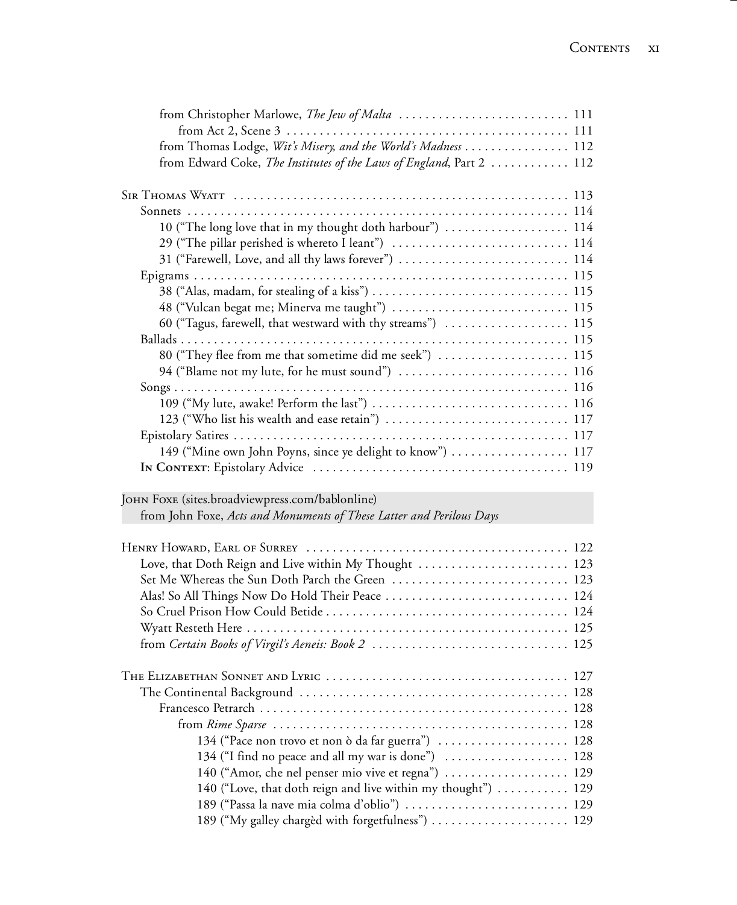from Christopher Marlowe, *The Jew of Malta* . . . . . . . . . . . . . . . . . . . . . . . . . . 111
from Act 2, Scene 3 . . . . . . . . . . . . . . . . . . . . . . . . . . . . . . . . . . . . . . . . . . 111
from Thomas Lodge, *Wit's Misery, and the World's Madness* . . . . . . . . . . . . . . . . 112
from Edward Coke, *The Institutes of the Laws of England*, Part 2 . . . . . . . . . . . . 112

Sir Thomas Wyatt . . . . . . . . . . . . . . . . . . . . . . . . . . . . . . . . . . . . . . . . . . . . . . . . . . 113
Sonnets . . . . . . . . . . . . . . . . . . . . . . . . . . . . . . . . . . . . . . . . . . . . . . . . . . . . . . . . . . 114
10 ("The long love that in my thought doth harbour") . . . . . . . . . . . . . . . . . . . 114
29 ("The pillar perished is whereto I leant") . . . . . . . . . . . . . . . . . . . . . . . . . . . 114
31 ("Farewell, Love, and all thy laws forever") . . . . . . . . . . . . . . . . . . . . . . . . . . 114
Epigrams . . . . . . . . . . . . . . . . . . . . . . . . . . . . . . . . . . . . . . . . . . . . . . . . . . . . . . . . . 115
38 ("Alas, madam, for stealing of a kiss") . . . . . . . . . . . . . . . . . . . . . . . . . . . . . . 115
48 ("Vulcan begat me; Minerva me taught") . . . . . . . . . . . . . . . . . . . . . . . . . . . 115
60 ("Tagus, farewell, that westward with thy streams") . . . . . . . . . . . . . . . . . . . 115
Ballads . . . . . . . . . . . . . . . . . . . . . . . . . . . . . . . . . . . . . . . . . . . . . . . . . . . . . . . . . . . 115
80 ("They flee from me that sometime did me seek") . . . . . . . . . . . . . . . . . . . . 115
94 ("Blame not my lute, for he must sound") . . . . . . . . . . . . . . . . . . . . . . . . . . 116
Songs . . . . . . . . . . . . . . . . . . . . . . . . . . . . . . . . . . . . . . . . . . . . . . . . . . . . . . . . . . . . 116
109 ("My lute, awake! Perform the last") . . . . . . . . . . . . . . . . . . . . . . . . . . . . . . 116
123 ("Who list his wealth and ease retain") . . . . . . . . . . . . . . . . . . . . . . . . . . . . 117
Epistolary Satires . . . . . . . . . . . . . . . . . . . . . . . . . . . . . . . . . . . . . . . . . . . . . . . . . . . 117
149 ("Mine own John Poyns, since ye delight to know") . . . . . . . . . . . . . . . . . . 117
**In Context**: Epistolary Advice . . . . . . . . . . . . . . . . . . . . . . . . . . . . . . . . . . . . . . 119

John Foxe (sites.broadviewpress.com/bablonline)
from John Foxe, *Acts and Monuments of These Latter and Perilous Days*

Henry Howard, Earl of Surrey . . . . . . . . . . . . . . . . . . . . . . . . . . . . . . . . . . . . . . . . 122
Love, that Doth Reign and Live within My Thought . . . . . . . . . . . . . . . . . . . . . . . 123
Set Me Whereas the Sun Doth Parch the Green . . . . . . . . . . . . . . . . . . . . . . . . . . . 123
Alas! So All Things Now Do Hold Their Peace . . . . . . . . . . . . . . . . . . . . . . . . . . . . 124
So Cruel Prison How Could Betide . . . . . . . . . . . . . . . . . . . . . . . . . . . . . . . . . . . . . 124
Wyatt Resteth Here . . . . . . . . . . . . . . . . . . . . . . . . . . . . . . . . . . . . . . . . . . . . . . . . . 125
from *Certain Books of Virgil's Aeneis: Book 2* . . . . . . . . . . . . . . . . . . . . . . . . . . . . . 125

The Elizabethan Sonnet and Lyric . . . . . . . . . . . . . . . . . . . . . . . . . . . . . . . . . . . . . 127
The Continental Background . . . . . . . . . . . . . . . . . . . . . . . . . . . . . . . . . . . . . . . . . 128
Francesco Petrarch . . . . . . . . . . . . . . . . . . . . . . . . . . . . . . . . . . . . . . . . . . . . . . . . 128
from *Rime Sparse* . . . . . . . . . . . . . . . . . . . . . . . . . . . . . . . . . . . . . . . . . . . . . . 128
134 ("Pace non trovo et non ò da far guerra") . . . . . . . . . . . . . . . . . . . . 128
134 ("I find no peace and all my war is done") . . . . . . . . . . . . . . . . . . . 128
140 ("Amor, che nel penser mio vive et regna") . . . . . . . . . . . . . . . . . . 129
140 ("Love, that doth reign and live within my thought") . . . . . . . . . . . 129
189 ("Passa la nave mia colma d'oblio") . . . . . . . . . . . . . . . . . . . . . . . . . 129
189 ("My galley chargèd with forgetfulness") . . . . . . . . . . . . . . . . . . . . . 129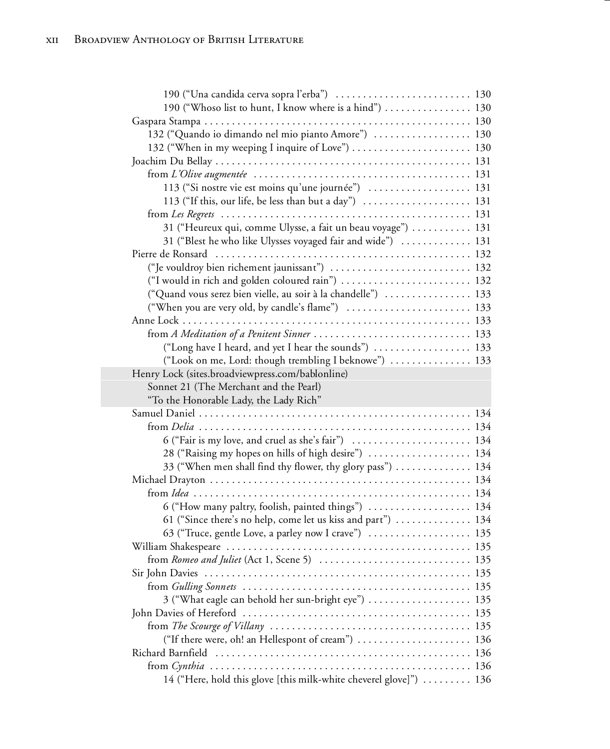190 ("Una candida cerva sopra l'erba") . . . . . . . . . . . . . . . . . . . . . . . . . 130
190 ("Whoso list to hunt, I know where is a hind") . . . . . . . . . . . . . . . . 130
Gaspara Stampa . . . . . . . . . . . . . . . . . . . . . . . . . . . . . . . . . . . . . . . . . . . . . . . . . 130
132 ("Quando io dimando nel mio pianto Amore") . . . . . . . . . . . . . . . . . . 130
132 ("When in my weeping I inquire of Love") . . . . . . . . . . . . . . . . . . . . . . 130
Joachim Du Bellay . . . . . . . . . . . . . . . . . . . . . . . . . . . . . . . . . . . . . . . . . . . . . . . 131
from *L'Olive augmentée* . . . . . . . . . . . . . . . . . . . . . . . . . . . . . . . . . . . . . . . . 131
113 ("Si nostre vie est moins qu'une journée") . . . . . . . . . . . . . . . . . . . 131
113 ("If this, our life, be less than but a day") . . . . . . . . . . . . . . . . . . . . 131
from *Les Regrets* . . . . . . . . . . . . . . . . . . . . . . . . . . . . . . . . . . . . . . . . . . . . . 131
31 ("Heureux qui, comme Ulysse, a fait un beau voyage") . . . . . . . . . . . 131
31 ("Blest he who like Ulysses voyaged fair and wide") . . . . . . . . . . . . . 131
Pierre de Ronsard . . . . . . . . . . . . . . . . . . . . . . . . . . . . . . . . . . . . . . . . . . . . . . . 132
("Je vouldroy bien richement jaunissant") . . . . . . . . . . . . . . . . . . . . . . . . . . 132
("I would in rich and golden coloured rain") . . . . . . . . . . . . . . . . . . . . . . . . 132
("Quand vous serez bien vielle, au soir à la chandelle") . . . . . . . . . . . . . . . . 133
("When you are very old, by candle's flame") . . . . . . . . . . . . . . . . . . . . . . . 133
Anne Lock . . . . . . . . . . . . . . . . . . . . . . . . . . . . . . . . . . . . . . . . . . . . . . . . . . . . 133
from *A Meditation of a Penitent Sinner* . . . . . . . . . . . . . . . . . . . . . . . . . . . . . 133
("Long have I heard, and yet I hear the sounds") . . . . . . . . . . . . . . . . . . 133
("Look on me, Lord: though trembling I beknowe") . . . . . . . . . . . . . . . 133
Henry Lock (sites.broadviewpress.com/bablonline)
Sonnet 21 (The Merchant and the Pearl)
"To the Honorable Lady, the Lady Rich"
Samuel Daniel . . . . . . . . . . . . . . . . . . . . . . . . . . . . . . . . . . . . . . . . . . . . . . . . . 134
from *Delia* . . . . . . . . . . . . . . . . . . . . . . . . . . . . . . . . . . . . . . . . . . . . . . . . . . 134
6 ("Fair is my love, and cruel as she's fair") . . . . . . . . . . . . . . . . . . . . . . 134
28 ("Raising my hopes on hills of high desire") . . . . . . . . . . . . . . . . . . . 134
33 ("When men shall find thy flower, thy glory pass") . . . . . . . . . . . . . . 134
Michael Drayton . . . . . . . . . . . . . . . . . . . . . . . . . . . . . . . . . . . . . . . . . . . . . . . . 134
from *Idea* . . . . . . . . . . . . . . . . . . . . . . . . . . . . . . . . . . . . . . . . . . . . . . . . . . . 134
6 ("How many paltry, foolish, painted things") . . . . . . . . . . . . . . . . . . . 134
61 ("Since there's no help, come let us kiss and part") . . . . . . . . . . . . . . 134
63 ("Truce, gentle Love, a parley now I crave") . . . . . . . . . . . . . . . . . . . 135
William Shakespeare . . . . . . . . . . . . . . . . . . . . . . . . . . . . . . . . . . . . . . . . . . . . . 135
from *Romeo and Juliet* (Act 1, Scene 5) . . . . . . . . . . . . . . . . . . . . . . . . . . . . 135
Sir John Davies . . . . . . . . . . . . . . . . . . . . . . . . . . . . . . . . . . . . . . . . . . . . . . . . 135
from *Gulling Sonnets* . . . . . . . . . . . . . . . . . . . . . . . . . . . . . . . . . . . . . . . . . . 135
3 ("What eagle can behold her sun-bright eye") . . . . . . . . . . . . . . . . . . . 135
John Davies of Hereford . . . . . . . . . . . . . . . . . . . . . . . . . . . . . . . . . . . . . . . . . . 135
from *The Scourge of Villany* . . . . . . . . . . . . . . . . . . . . . . . . . . . . . . . . . . . . . 135
("If there were, oh! an Hellespont of cream") . . . . . . . . . . . . . . . . . . . . . 136
Richard Barnfield . . . . . . . . . . . . . . . . . . . . . . . . . . . . . . . . . . . . . . . . . . . . . . . 136
from *Cynthia* . . . . . . . . . . . . . . . . . . . . . . . . . . . . . . . . . . . . . . . . . . . . . . . . . 136
14 ("Here, hold this glove [this milk-white cheverel glove]") . . . . . . . . . 136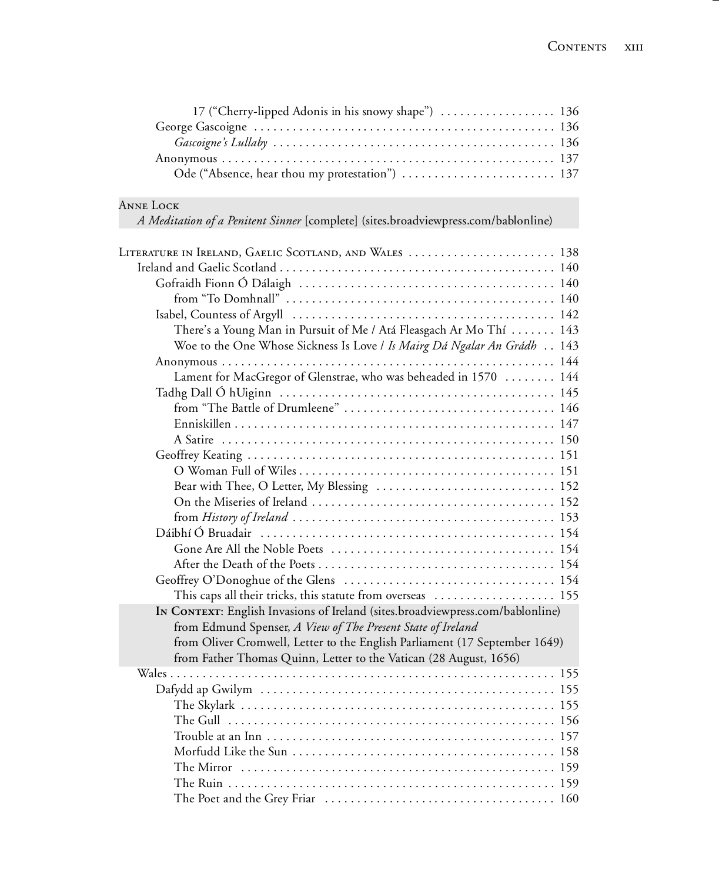17 ("Cherry-lipped Adonis in his snowy shape") . . . . . . . . . . . . . . . . . 136
George Gascoigne . . . . . . . . . . . . . . . . . . . . . . . . . . . . . . . . . . . . . . . . . . . . . 136
*Gascoigne's Lullaby* . . . . . . . . . . . . . . . . . . . . . . . . . . . . . . . . . . . . . . . . . . 136
Anonymous . . . . . . . . . . . . . . . . . . . . . . . . . . . . . . . . . . . . . . . . . . . . . . . . . . 137
Ode ("Absence, hear thou my protestation") . . . . . . . . . . . . . . . . . . . . . . . 137

Anne Lock
*A Meditation of a Penitent Sinner* [complete] (sites.broadviewpress.com/bablonline)

Literature in Ireland, Gaelic Scotland, and Wales . . . . . . . . . . . . . . . . . . . . . . 138
Ireland and Gaelic Scotland . . . . . . . . . . . . . . . . . . . . . . . . . . . . . . . . . . . . . . . . 140
Gofraidh Fionn Ó Dálaigh . . . . . . . . . . . . . . . . . . . . . . . . . . . . . . . . . . . . . . 140
from "To Domhnall" . . . . . . . . . . . . . . . . . . . . . . . . . . . . . . . . . . . . . . . . . 140
Isabel, Countess of Argyll . . . . . . . . . . . . . . . . . . . . . . . . . . . . . . . . . . . . . . 142
There's a Young Man in Pursuit of Me / Atá Fleasgach Ar Mo Thí . . . . . . . 143
Woe to the One Whose Sickness Is Love / *Is Mairg Dá Ngalar An Grádh* . . 143
Anonymous . . . . . . . . . . . . . . . . . . . . . . . . . . . . . . . . . . . . . . . . . . . . . . . . . . 144
Lament for MacGregor of Glenstrae, who was beheaded in 1570 . . . . . . . . 144
Tadhg Dall Ó hUiginn . . . . . . . . . . . . . . . . . . . . . . . . . . . . . . . . . . . . . . . . . . 145
from "The Battle of Drumleene" . . . . . . . . . . . . . . . . . . . . . . . . . . . . . . . . . 146
Enniskillen . . . . . . . . . . . . . . . . . . . . . . . . . . . . . . . . . . . . . . . . . . . . . . . . . . 147
A Satire . . . . . . . . . . . . . . . . . . . . . . . . . . . . . . . . . . . . . . . . . . . . . . . . . . . . 150
Geoffrey Keating . . . . . . . . . . . . . . . . . . . . . . . . . . . . . . . . . . . . . . . . . . . . . . . 151
O Woman Full of Wiles . . . . . . . . . . . . . . . . . . . . . . . . . . . . . . . . . . . . . . . . 151
Bear with Thee, O Letter, My Blessing . . . . . . . . . . . . . . . . . . . . . . . . . . . . 152
On the Miseries of Ireland . . . . . . . . . . . . . . . . . . . . . . . . . . . . . . . . . . . . . . 152
from *History of Ireland* . . . . . . . . . . . . . . . . . . . . . . . . . . . . . . . . . . . . . . . . . 153
Dáibhí Ó Bruadair . . . . . . . . . . . . . . . . . . . . . . . . . . . . . . . . . . . . . . . . . . . . . 154
Gone Are All the Noble Poets . . . . . . . . . . . . . . . . . . . . . . . . . . . . . . . . . . . 154
After the Death of the Poets . . . . . . . . . . . . . . . . . . . . . . . . . . . . . . . . . . . . . 154
Geoffrey O'Donoghue of the Glens . . . . . . . . . . . . . . . . . . . . . . . . . . . . . . . . 154
This caps all their tricks, this statute from overseas . . . . . . . . . . . . . . . . . . 155
**In Context**: English Invasions of Ireland (sites.broadviewpress.com/bablonline)
from Edmund Spenser, *A View of The Present State of Ireland*
from Oliver Cromwell, Letter to the English Parliament (17 September 1649)
from Father Thomas Quinn, Letter to the Vatican (28 August, 1656)
Wales . . . . . . . . . . . . . . . . . . . . . . . . . . . . . . . . . . . . . . . . . . . . . . . . . . . . . . . . . 155
Dafydd ap Gwilym . . . . . . . . . . . . . . . . . . . . . . . . . . . . . . . . . . . . . . . . . . . . . 155
The Skylark . . . . . . . . . . . . . . . . . . . . . . . . . . . . . . . . . . . . . . . . . . . . . . . . . 155
The Gull . . . . . . . . . . . . . . . . . . . . . . . . . . . . . . . . . . . . . . . . . . . . . . . . . . . 156
Trouble at an Inn . . . . . . . . . . . . . . . . . . . . . . . . . . . . . . . . . . . . . . . . . . . . . 157
Morfudd Like the Sun . . . . . . . . . . . . . . . . . . . . . . . . . . . . . . . . . . . . . . . . . 158
The Mirror . . . . . . . . . . . . . . . . . . . . . . . . . . . . . . . . . . . . . . . . . . . . . . . . . . 159
The Ruin . . . . . . . . . . . . . . . . . . . . . . . . . . . . . . . . . . . . . . . . . . . . . . . . . . . 159
The Poet and the Grey Friar . . . . . . . . . . . . . . . . . . . . . . . . . . . . . . . . . . . . 160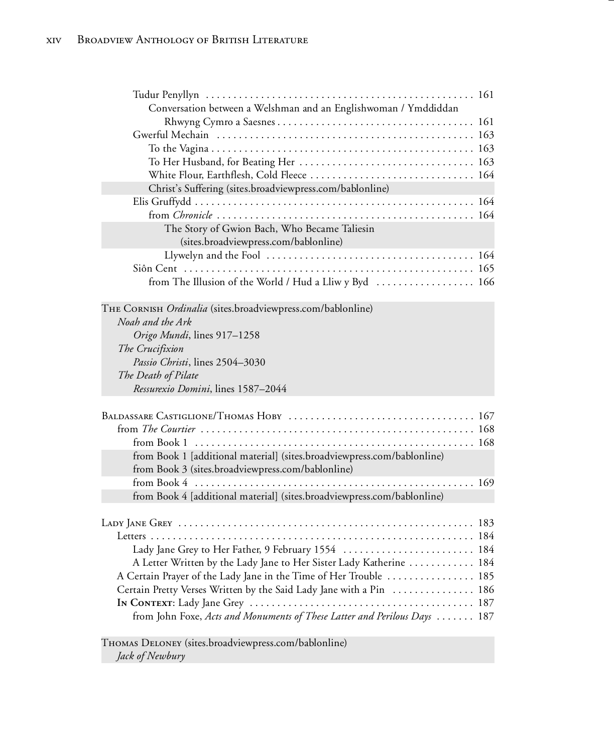Tudur Penyllyn . . . . . . . . . . . . . . . . . . . . . . . . . . . . . . . . . . . . . . . . . . . . . . . . 161
Conversation between a Welshman and an Englishwoman / Ymddiddan Rhwyng Cymro a Saesnes . . . . . . . . . . . . . . . . . . . . . . . . . . . . . . . . . . . 161
Gwerful Mechain . . . . . . . . . . . . . . . . . . . . . . . . . . . . . . . . . . . . . . . . . . . . . . 163
To the Vagina . . . . . . . . . . . . . . . . . . . . . . . . . . . . . . . . . . . . . . . . . . . . . . . 163
To Her Husband, for Beating Her . . . . . . . . . . . . . . . . . . . . . . . . . . . . . . . 163
White Flour, Earthflesh, Cold Fleece . . . . . . . . . . . . . . . . . . . . . . . . . . . . . 164
Christ's Suffering (sites.broadviewpress.com/bablonline)
Elis Gruffydd . . . . . . . . . . . . . . . . . . . . . . . . . . . . . . . . . . . . . . . . . . . . . . . . . 164
from *Chronicle* . . . . . . . . . . . . . . . . . . . . . . . . . . . . . . . . . . . . . . . . . . . . . 164
The Story of Gwion Bach, Who Became Taliesin (sites.broadviewpress.com/bablonline)
Llywelyn and the Fool . . . . . . . . . . . . . . . . . . . . . . . . . . . . . . . . . . . . . 164
Siôn Cent . . . . . . . . . . . . . . . . . . . . . . . . . . . . . . . . . . . . . . . . . . . . . . . . . . . 165
from The Illusion of the World / Hud a Lliw y Byd . . . . . . . . . . . . . . . . . 166

The Cornish *Ordinalia* (sites.broadviewpress.com/bablonline)
*Noah and the Ark*
*Origo Mundi*, lines 917–1258
*The Crucifixion*
*Passio Christi*, lines 2504–3030
*The Death of Pilate*
*Ressurexio Domini*, lines 1587–2044

Baldassare Castiglione/Thomas Hoby . . . . . . . . . . . . . . . . . . . . . . . . . . . . . . . . 167
from *The Courtier* . . . . . . . . . . . . . . . . . . . . . . . . . . . . . . . . . . . . . . . . . . . . . . 168
from Book 1 . . . . . . . . . . . . . . . . . . . . . . . . . . . . . . . . . . . . . . . . . . . . . . . . 168
from Book 1 [additional material] (sites.broadviewpress.com/bablonline)
from Book 3 (sites.broadviewpress.com/bablonline)
from Book 4 . . . . . . . . . . . . . . . . . . . . . . . . . . . . . . . . . . . . . . . . . . . . . . . . 169
from Book 4 [additional material] (sites.broadviewpress.com/bablonline)

Lady Jane Grey . . . . . . . . . . . . . . . . . . . . . . . . . . . . . . . . . . . . . . . . . . . . . . . . . 183
Letters . . . . . . . . . . . . . . . . . . . . . . . . . . . . . . . . . . . . . . . . . . . . . . . . . . . . . . . 184
Lady Jane Grey to Her Father, 9 February 1554 . . . . . . . . . . . . . . . . . . . . . . 184
A Letter Written by the Lady Jane to Her Sister Lady Katherine . . . . . . . . . . . . 184
A Certain Prayer of the Lady Jane in the Time of Her Trouble . . . . . . . . . . . . . . . 185
Certain Pretty Verses Written by the Said Lady Jane with a Pin . . . . . . . . . . . . . . 186
**In Context**: Lady Jane Grey . . . . . . . . . . . . . . . . . . . . . . . . . . . . . . . . . . . . . . 187
from John Foxe, *Acts and Monuments of These Latter and Perilous Days* . . . . . . . 187

Thomas Deloney (sites.broadviewpress.com/bablonline)
*Jack of Newbury*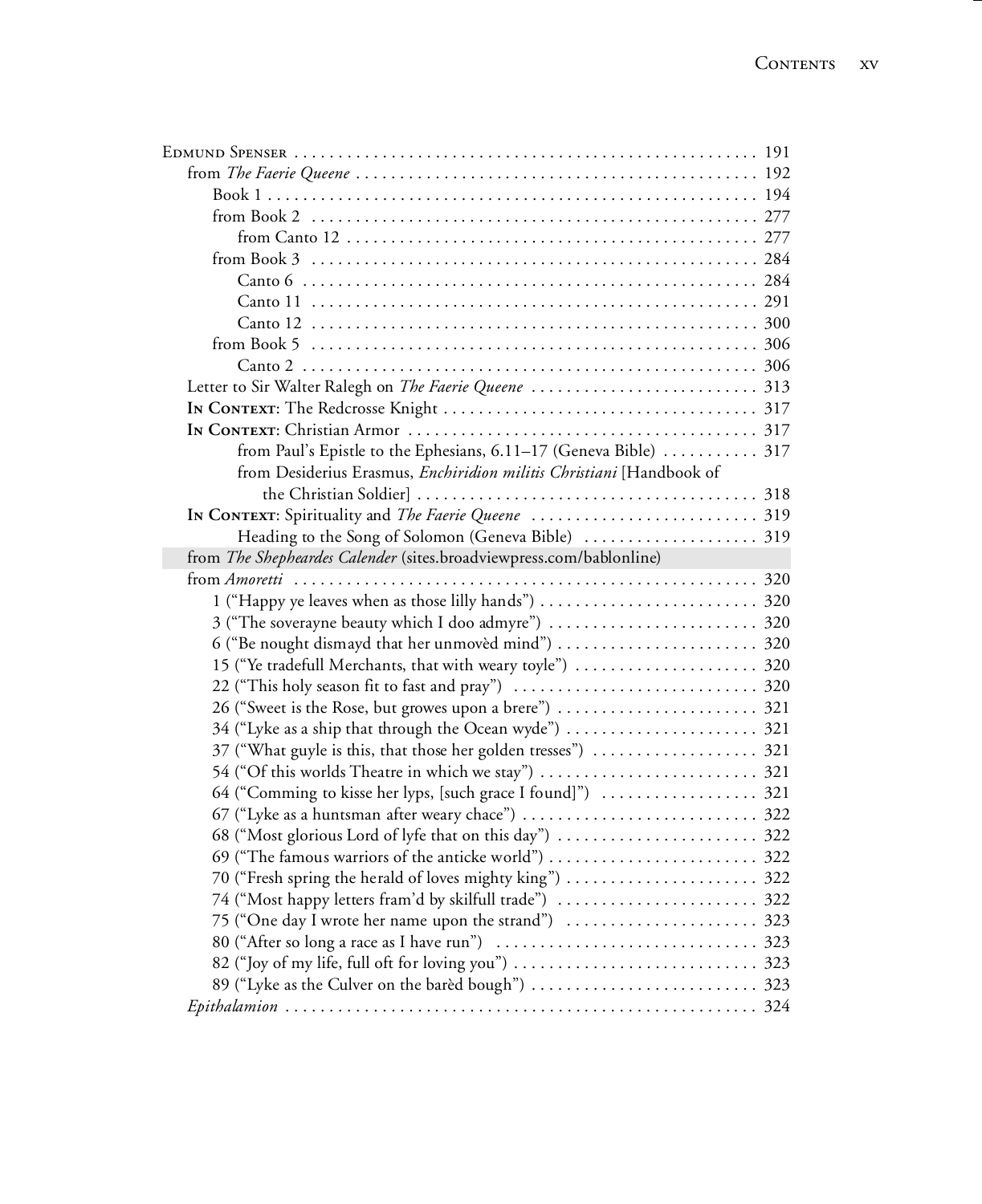Edmund Spenser . . . . . . . . . . . . . . . . . . . . . . . . . . . . . . . . . . . . . . . . . . . . . . . . . . . . . 191

from *The Faerie Queene* . . . . . . . . . . . . . . . . . . . . . . . . . . . . . . . . . . . . . . . . . . . . . 192

Book 1 . . . . . . . . . . . . . . . . . . . . . . . . . . . . . . . . . . . . . . . . . . . . . . . . . . . . . 194

from Book 2 . . . . . . . . . . . . . . . . . . . . . . . . . . . . . . . . . . . . . . . . . . . . . . . . . . 277

from Canto 12 . . . . . . . . . . . . . . . . . . . . . . . . . . . . . . . . . . . . . . . . . . . . . . 277

from Book 3 . . . . . . . . . . . . . . . . . . . . . . . . . . . . . . . . . . . . . . . . . . . . . . . . . . 284

Canto 6 . . . . . . . . . . . . . . . . . . . . . . . . . . . . . . . . . . . . . . . . . . . . . . . . . . . 284

Canto 11 . . . . . . . . . . . . . . . . . . . . . . . . . . . . . . . . . . . . . . . . . . . . . . . . . . 291

Canto 12 . . . . . . . . . . . . . . . . . . . . . . . . . . . . . . . . . . . . . . . . . . . . . . . . . . 300

from Book 5 . . . . . . . . . . . . . . . . . . . . . . . . . . . . . . . . . . . . . . . . . . . . . . . . . . 306

Canto 2 . . . . . . . . . . . . . . . . . . . . . . . . . . . . . . . . . . . . . . . . . . . . . . . . . . . 306

Letter to Sir Walter Ralegh on *The Faerie Queene* . . . . . . . . . . . . . . . . . . . . . . . . . . 313

**In Context**: The Redcrosse Knight . . . . . . . . . . . . . . . . . . . . . . . . . . . . . . . . . . . 317

**In Context**: Christian Armor . . . . . . . . . . . . . . . . . . . . . . . . . . . . . . . . . . . . . . . 317

from Paul's Epistle to the Ephesians, 6.11–17 (Geneva Bible) . . . . . . . . . . . 317

from Desiderius Erasmus, *Enchiridion militis Christiani* [Handbook of the Christian Soldier] . . . . . . . . . . . . . . . . . . . . . . . . . . . . . . . . . . . . . . 318

**In Context**: Spirituality and *The Faerie Queene* . . . . . . . . . . . . . . . . . . . . . . . . . . 319

Heading to the Song of Solomon (Geneva Bible) . . . . . . . . . . . . . . . . . . . . 319

from *The Shepheardes Calender* (sites.broadviewpress.com/bablonline)

from *Amoretti* . . . . . . . . . . . . . . . . . . . . . . . . . . . . . . . . . . . . . . . . . . . . . . . . . . . . 320

1 ("Happy ye leaves when as those lilly hands") . . . . . . . . . . . . . . . . . . . . . . . . . 320

3 ("The soverayne beauty which I doo admyre") . . . . . . . . . . . . . . . . . . . . . . . . 320

6 ("Be nought dismayd that her unmovèd mind") . . . . . . . . . . . . . . . . . . . . . . . 320

15 ("Ye tradefull Merchants, that with weary toyle") . . . . . . . . . . . . . . . . . . . . . 320

22 ("This holy season fit to fast and pray") . . . . . . . . . . . . . . . . . . . . . . . . . . . . 320

26 ("Sweet is the Rose, but growes upon a brere") . . . . . . . . . . . . . . . . . . . . . . . 321

34 ("Lyke as a ship that through the Ocean wyde") . . . . . . . . . . . . . . . . . . . . . . 321

37 ("What guyle is this, that those her golden tresses") . . . . . . . . . . . . . . . . . . . 321

54 ("Of this worlds Theatre in which we stay") . . . . . . . . . . . . . . . . . . . . . . . . . 321

64 ("Comming to kisse her lyps, [such grace I found]") . . . . . . . . . . . . . . . . . . 321

67 ("Lyke as a huntsman after weary chace") . . . . . . . . . . . . . . . . . . . . . . . . . . . 322

68 ("Most glorious Lord of lyfe that on this day") . . . . . . . . . . . . . . . . . . . . . . . 322

69 ("The famous warriors of the anticke world") . . . . . . . . . . . . . . . . . . . . . . . . 322

70 ("Fresh spring the herald of loves mighty king") . . . . . . . . . . . . . . . . . . . . . . 322

74 ("Most happy letters fram'd by skilfull trade") . . . . . . . . . . . . . . . . . . . . . . . 322

75 ("One day I wrote her name upon the strand") . . . . . . . . . . . . . . . . . . . . . . 323

80 ("After so long a race as I have run") . . . . . . . . . . . . . . . . . . . . . . . . . . . . . . 323

82 ("Joy of my life, full oft for loving you") . . . . . . . . . . . . . . . . . . . . . . . . . . . . 323

89 ("Lyke as the Culver on the barèd bough") . . . . . . . . . . . . . . . . . . . . . . . . . . 323

*Epithalamion* . . . . . . . . . . . . . . . . . . . . . . . . . . . . . . . . . . . . . . . . . . . . . . . . . . . . . . 324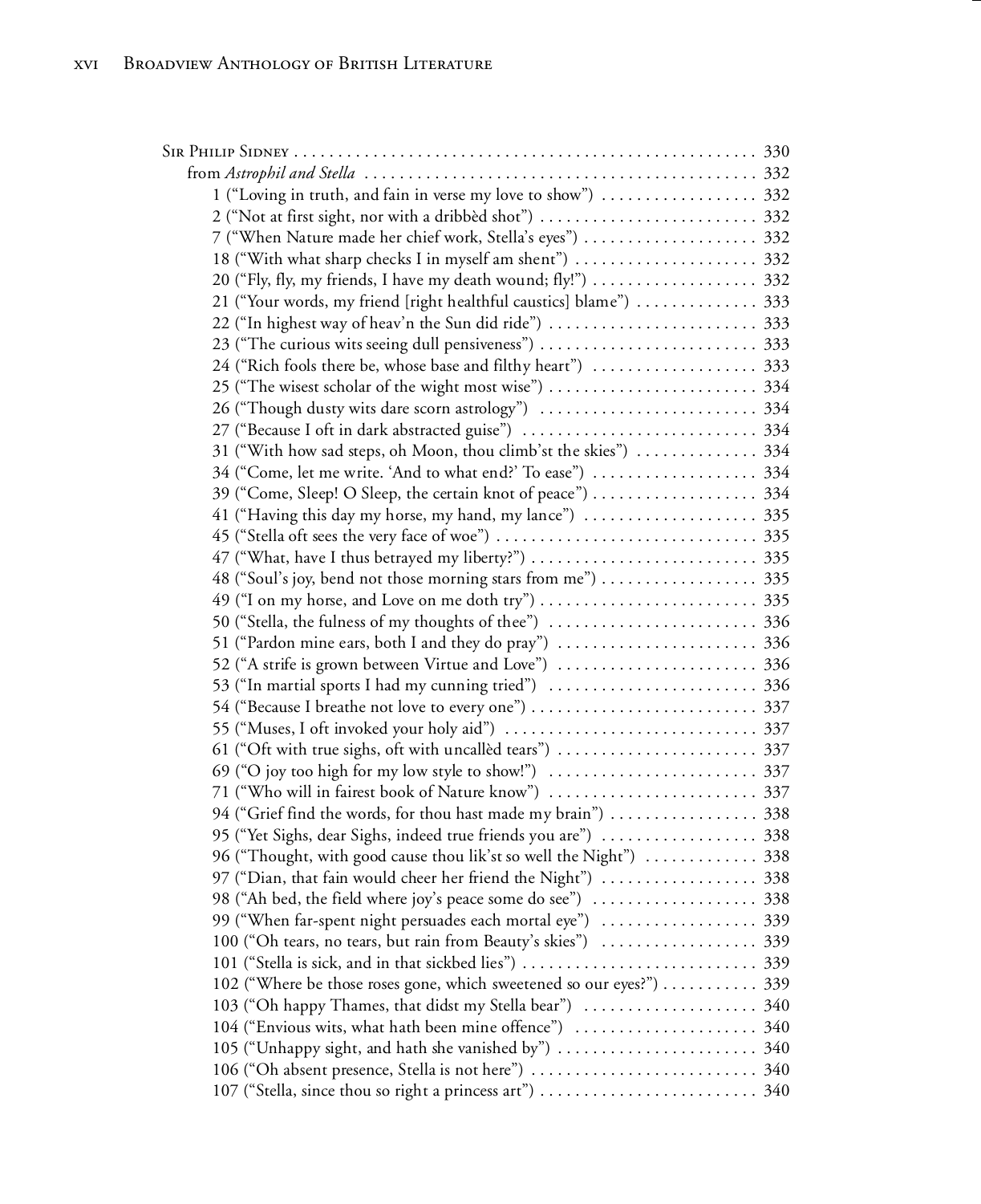Sir Philip Sidney . . . . . . . . . . . . . . . . . . . . . . . . . . . . . . . . . . . . . . . . . . . . . . . . . . . . 330

from *Astrophil and Stella* . . . . . . . . . . . . . . . . . . . . . . . . . . . . . . . . . . . . . . . . . . . . . 332

1 ("Loving in truth, and fain in verse my love to show") . . . . . . . . . . . . . . . . . . 332

2 ("Not at first sight, nor with a dribbèd shot") . . . . . . . . . . . . . . . . . . . . . . . . . 332

7 ("When Nature made her chief work, Stella's eyes") . . . . . . . . . . . . . . . . . . . . 332

18 ("With what sharp checks I in myself am shent") . . . . . . . . . . . . . . . . . . . . . 332

20 ("Fly, fly, my friends, I have my death wound; fly!") . . . . . . . . . . . . . . . . . . . 332

21 ("Your words, my friend [right healthful caustics] blame") . . . . . . . . . . . . . . 333

22 ("In highest way of heav'n the Sun did ride") . . . . . . . . . . . . . . . . . . . . . . . . 333

23 ("The curious wits seeing dull pensiveness") . . . . . . . . . . . . . . . . . . . . . . . . . 333

24 ("Rich fools there be, whose base and filthy heart") . . . . . . . . . . . . . . . . . . . 333

25 ("The wisest scholar of the wight most wise") . . . . . . . . . . . . . . . . . . . . . . . . 334

26 ("Though dusty wits dare scorn astrology") . . . . . . . . . . . . . . . . . . . . . . . . . 334

27 ("Because I oft in dark abstracted guise") . . . . . . . . . . . . . . . . . . . . . . . . . . 334

31 ("With how sad steps, oh Moon, thou climb'st the skies") . . . . . . . . . . . . . . 334

34 ("Come, let me write. 'And to what end?' To ease") . . . . . . . . . . . . . . . . . . . 334

39 ("Come, Sleep! O Sleep, the certain knot of peace") . . . . . . . . . . . . . . . . . . . 334

41 ("Having this day my horse, my hand, my lance") . . . . . . . . . . . . . . . . . . . . 335

45 ("Stella oft sees the very face of woe") . . . . . . . . . . . . . . . . . . . . . . . . . . . . . 335

47 ("What, have I thus betrayed my liberty?") . . . . . . . . . . . . . . . . . . . . . . . . . . 335

48 ("Soul's joy, bend not those morning stars from me") . . . . . . . . . . . . . . . . . . 335

49 ("I on my horse, and Love on me doth try") . . . . . . . . . . . . . . . . . . . . . . . . . 335

50 ("Stella, the fulness of my thoughts of thee") . . . . . . . . . . . . . . . . . . . . . . . . 336

51 ("Pardon mine ears, both I and they do pray") . . . . . . . . . . . . . . . . . . . . . . . 336

52 ("A strife is grown between Virtue and Love") . . . . . . . . . . . . . . . . . . . . . . . 336

53 ("In martial sports I had my cunning tried") . . . . . . . . . . . . . . . . . . . . . . . . 336

54 ("Because I breathe not love to every one") . . . . . . . . . . . . . . . . . . . . . . . . . . 337

55 ("Muses, I oft invoked your holy aid") . . . . . . . . . . . . . . . . . . . . . . . . . . . . . 337

61 ("Oft with true sighs, oft with uncallèd tears") . . . . . . . . . . . . . . . . . . . . . . . 337

69 ("O joy too high for my low style to show!") . . . . . . . . . . . . . . . . . . . . . . . . 337

71 ("Who will in fairest book of Nature know") . . . . . . . . . . . . . . . . . . . . . . . . 337

94 ("Grief find the words, for thou hast made my brain") . . . . . . . . . . . . . . . . . 338

95 ("Yet Sighs, dear Sighs, indeed true friends you are") . . . . . . . . . . . . . . . . . . 338

96 ("Thought, with good cause thou lik'st so well the Night") . . . . . . . . . . . . . 338

97 ("Dian, that fain would cheer her friend the Night") . . . . . . . . . . . . . . . . . . 338

98 ("Ah bed, the field where joy's peace some do see") . . . . . . . . . . . . . . . . . . . 338

99 ("When far-spent night persuades each mortal eye") . . . . . . . . . . . . . . . . . . 339

100 ("Oh tears, no tears, but rain from Beauty's skies") . . . . . . . . . . . . . . . . . . 339

101 ("Stella is sick, and in that sickbed lies") . . . . . . . . . . . . . . . . . . . . . . . . . . . 339

102 ("Where be those roses gone, which sweetened so our eyes?") . . . . . . . . . . . 339

103 ("Oh happy Thames, that didst my Stella bear") . . . . . . . . . . . . . . . . . . . . 340

104 ("Envious wits, what hath been mine offence") . . . . . . . . . . . . . . . . . . . . . 340

105 ("Unhappy sight, and hath she vanished by") . . . . . . . . . . . . . . . . . . . . . . . 340

106 ("Oh absent presence, Stella is not here") . . . . . . . . . . . . . . . . . . . . . . . . . . 340

107 ("Stella, since thou so right a princess art") . . . . . . . . . . . . . . . . . . . . . . . . . 340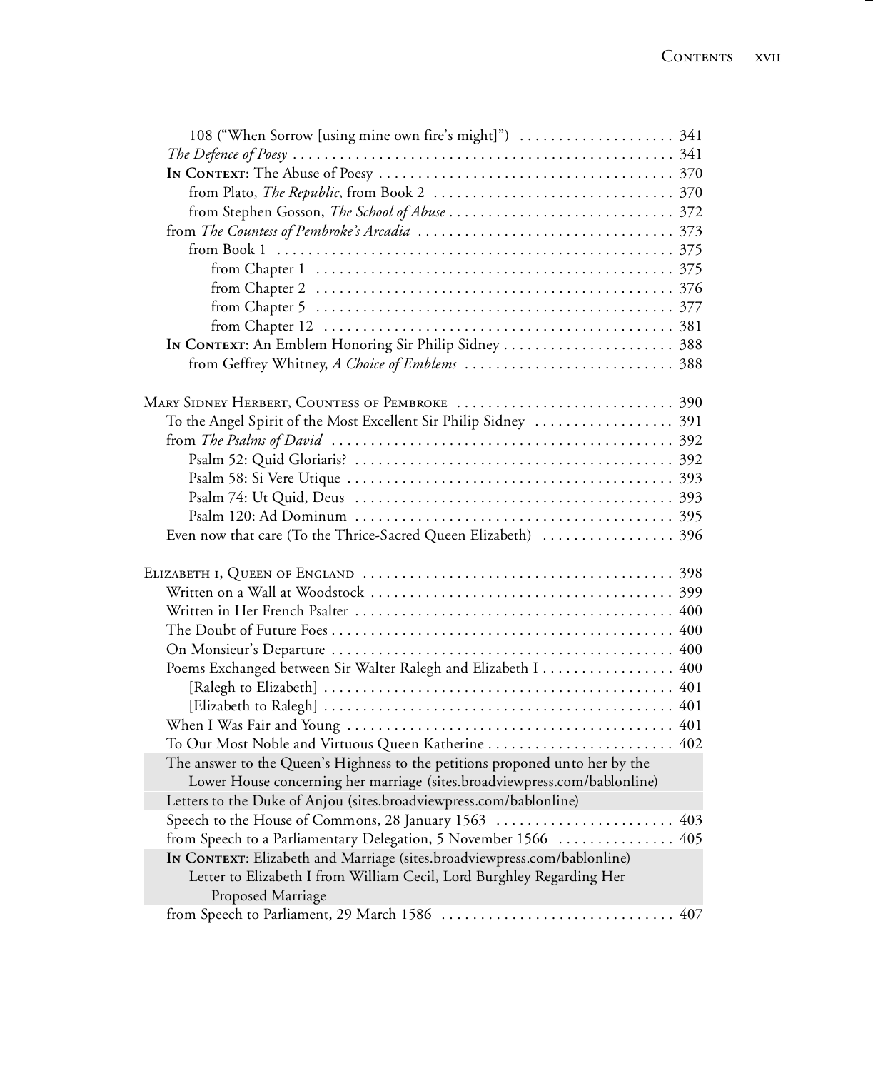108 ("When Sorrow [using mine own fire's might]") .................... 341

*The Defence of Poesy* .................................................. 341

**In Context**: The Abuse of Poesy ...................................... 370

from Plato, *The Republic*, from Book 2 ............................... 370

from Stephen Gosson, *The School of Abuse* ............................ 372

from *The Countess of Pembroke's Arcadia* ................................. 373

from Book 1 ................................................... 375

from Chapter 1 .............................................. 375

from Chapter 2 .............................................. 376

from Chapter 5 .............................................. 377

from Chapter 12 ............................................. 381

**In Context**: An Emblem Honoring Sir Philip Sidney ...................... 388

from Geffrey Whitney, *A Choice of Emblems* ........................... 388

Mary Sidney Herbert, Countess of Pembroke ............................ 390

To the Angel Spirit of the Most Excellent Sir Philip Sidney .................. 391

from *The Psalms of David* ............................................ 392

Psalm 52: Quid Gloriaris? ......................................... 392

Psalm 58: Si Vere Utique .......................................... 393

Psalm 74: Ut Quid, Deus ......................................... 393

Psalm 120: Ad Dominum ........................................... 395

Even now that care (To the Thrice-Sacred Queen Elizabeth) ................ 396

Elizabeth I, Queen of England ......................................... 398

Written on a Wall at Woodstock ....................................... 399

Written in Her French Psalter ......................................... 400

The Doubt of Future Foes ............................................. 400

On Monsieur's Departure ............................................. 400

Poems Exchanged between Sir Walter Ralegh and Elizabeth I ................. 400

[Ralegh to Elizabeth] ............................................. 401

[Elizabeth to Ralegh] ............................................. 401

When I Was Fair and Young ........................................... 401

To Our Most Noble and Virtuous Queen Katherine ........................ 402

The answer to the Queen's Highness to the petitions proponed unto her by the Lower House concerning her marriage (sites.broadviewpress.com/bablonline)

Letters to the Duke of Anjou (sites.broadviewpress.com/bablonline)

Speech to the House of Commons, 28 January 1563 ....................... 403

from Speech to a Parliamentary Delegation, 5 November 1566 ............... 405

**In Context**: Elizabeth and Marriage (sites.broadviewpress.com/bablonline)

Letter to Elizabeth I from William Cecil, Lord Burghley Regarding Her Proposed Marriage

from Speech to Parliament, 29 March 1586 .............................. 407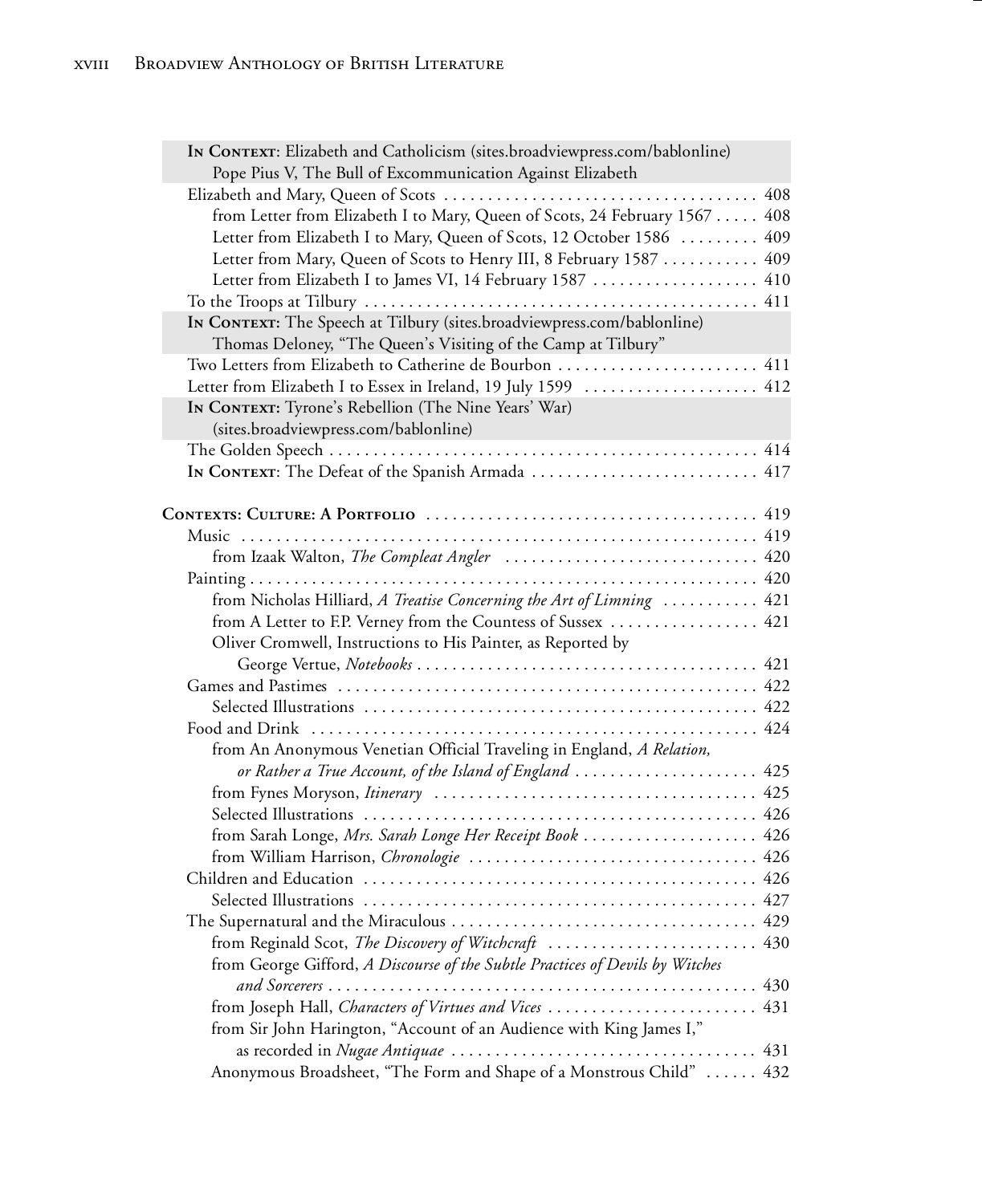**In Context**: Elizabeth and Catholicism (sites.broadviewpress.com/bablonline)
Pope Pius V, The Bull of Excommunication Against Elizabeth

Elizabeth and Mary, Queen of Scots . . . . . . . . . . . . . . . . . . . . . . . . . . . . . . . . . . . 408
- from Letter from Elizabeth I to Mary, Queen of Scots, 24 February 1567 . . . . . 408
- Letter from Elizabeth I to Mary, Queen of Scots, 12 October 1586 . . . . . . . . . 409
- Letter from Mary, Queen of Scots to Henry III, 8 February 1587 . . . . . . . . . . . 409
- Letter from Elizabeth I to James VI, 14 February 1587 . . . . . . . . . . . . . . . . . . 410

To the Troops at Tilbury . . . . . . . . . . . . . . . . . . . . . . . . . . . . . . . . . . . . . . . . . . . . 411

**In Context:** The Speech at Tilbury (sites.broadviewpress.com/bablonline)
Thomas Deloney, "The Queen's Visiting of the Camp at Tilbury"

Two Letters from Elizabeth to Catherine de Bourbon . . . . . . . . . . . . . . . . . . . . . . . 411

Letter from Elizabeth I to Essex in Ireland, 19 July 1599 . . . . . . . . . . . . . . . . . . . . 412

**In Context:** Tyrone's Rebellion (The Nine Years' War)
(sites.broadviewpress.com/bablonline)

The Golden Speech . . . . . . . . . . . . . . . . . . . . . . . . . . . . . . . . . . . . . . . . . . . . . . . . . 414

**In Context**: The Defeat of the Spanish Armada . . . . . . . . . . . . . . . . . . . . . . . . . . 417

**Contexts: Culture: A Portfolio** . . . . . . . . . . . . . . . . . . . . . . . . . . . . . . . . . . . . . . 419

Music . . . . . . . . . . . . . . . . . . . . . . . . . . . . . . . . . . . . . . . . . . . . . . . . . . . . . . . . . . . 419
- from Izaak Walton, *The Compleat Angler* . . . . . . . . . . . . . . . . . . . . . . . . . . . . 420

Painting . . . . . . . . . . . . . . . . . . . . . . . . . . . . . . . . . . . . . . . . . . . . . . . . . . . . . . . . . 420
- from Nicholas Hilliard, *A Treatise Concerning the Art of Limning* . . . . . . . . . . . 421
- from A Letter to F.P. Verney from the Countess of Sussex . . . . . . . . . . . . . . . . . 421
- Oliver Cromwell, Instructions to His Painter, as Reported by George Vertue, *Notebooks* . . . . . . . . . . . . . . . . . . . . . . . . . . . . . . . . . . . . . . . . 421

Games and Pastimes . . . . . . . . . . . . . . . . . . . . . . . . . . . . . . . . . . . . . . . . . . . . . . . 422
- Selected Illustrations . . . . . . . . . . . . . . . . . . . . . . . . . . . . . . . . . . . . . . . . . . . . 422

Food and Drink . . . . . . . . . . . . . . . . . . . . . . . . . . . . . . . . . . . . . . . . . . . . . . . . . . . 424
- from An Anonymous Venetian Official Traveling in England, *A Relation, or Rather a True Account, of the Island of England* . . . . . . . . . . . . . . . . . . . . . 425
- from Fynes Moryson, *Itinerary* . . . . . . . . . . . . . . . . . . . . . . . . . . . . . . . . . . . . 425
- Selected Illustrations . . . . . . . . . . . . . . . . . . . . . . . . . . . . . . . . . . . . . . . . . . . . 426
- from Sarah Longe, *Mrs. Sarah Longe Her Receipt Book* . . . . . . . . . . . . . . . . . . . 426
- from William Harrison, *Chronologie* . . . . . . . . . . . . . . . . . . . . . . . . . . . . . . . . 426

Children and Education . . . . . . . . . . . . . . . . . . . . . . . . . . . . . . . . . . . . . . . . . . . . 426
- Selected Illustrations . . . . . . . . . . . . . . . . . . . . . . . . . . . . . . . . . . . . . . . . . . . . 427

The Supernatural and the Miraculous . . . . . . . . . . . . . . . . . . . . . . . . . . . . . . . . . . 429
- from Reginald Scot, *The Discovery of Witchcraft* . . . . . . . . . . . . . . . . . . . . . . . 430
- from George Gifford, *A Discourse of the Subtle Practices of Devils by Witches and Sorcerers* . . . . . . . . . . . . . . . . . . . . . . . . . . . . . . . . . . . . . . . . . . . . . . . 430
- from Joseph Hall, *Characters of Virtues and Vices* . . . . . . . . . . . . . . . . . . . . . . . 431
- from Sir John Harington, "Account of an Audience with King James I," as recorded in *Nugae Antiquae* . . . . . . . . . . . . . . . . . . . . . . . . . . . . . . . . . . 431
- Anonymous Broadsheet, "The Form and Shape of a Monstrous Child" . . . . . . 432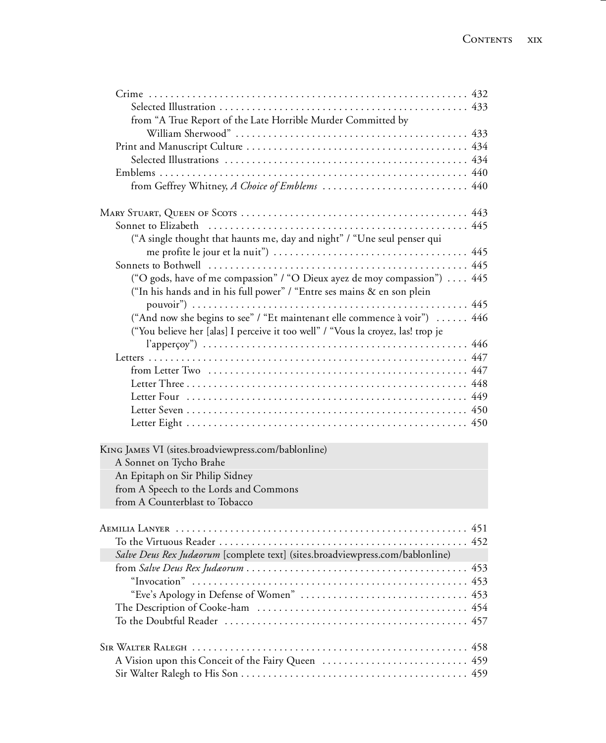Crime ........................................................ 432
  Selected Illustration ........................................ 433
  from "A True Report of the Late Horrible Murder Committed by William Sherwood" ........................................ 433
Print and Manuscript Culture ........................................ 434
  Selected Illustrations ........................................ 434
Emblems ........................................................ 440
  from Geffrey Whitney, *A Choice of Emblems* ........................................ 440

Mary Stuart, Queen of Scots ........................................ 443
  Sonnet to Elizabeth ........................................ 445
    ("A single thought that haunts me, day and night" / "Une seul penser qui me profite le jour et la nuit") ........................................ 445
  Sonnets to Bothwell ........................................ 445
    ("O gods, have of me compassion" / "O Dieux ayez de moy compassion") .... 445
    ("In his hands and in his full power" / "Entre ses mains & en son plein pouvoir") ........................................ 445
    ("And now she begins to see" / "Et maintenant elle commence à voir") ...... 446
    ("You believe her [alas] I perceive it too well" / "Vous la croyez, las! trop je l'apperçoy") ........................................ 446
  Letters ........................................................ 447
    from Letter Two ........................................ 447
    Letter Three ........................................ 448
    Letter Four ........................................ 449
    Letter Seven ........................................ 450
    Letter Eight ........................................ 450

King James VI (sites.broadviewpress.com/bablonline)
  A Sonnet on Tycho Brahe
  An Epitaph on Sir Philip Sidney
  from A Speech to the Lords and Commons
  from A Counterblast to Tobacco

Aemilia Lanyer ........................................ 451
  To the Virtuous Reader ........................................ 452
  *Salve Deus Rex Judæorum* [complete text] (sites.broadviewpress.com/bablonline)
  from *Salve Deus Rex Judæorum* ........................................ 453
    "Invocation" ........................................ 453
    "Eve's Apology in Defense of Women" ........................................ 453
  The Description of Cooke-ham ........................................ 454
  To the Doubtful Reader ........................................ 457

Sir Walter Ralegh ........................................ 458
  A Vision upon this Conceit of the Fairy Queen ........................................ 459
  Sir Walter Ralegh to His Son ........................................ 459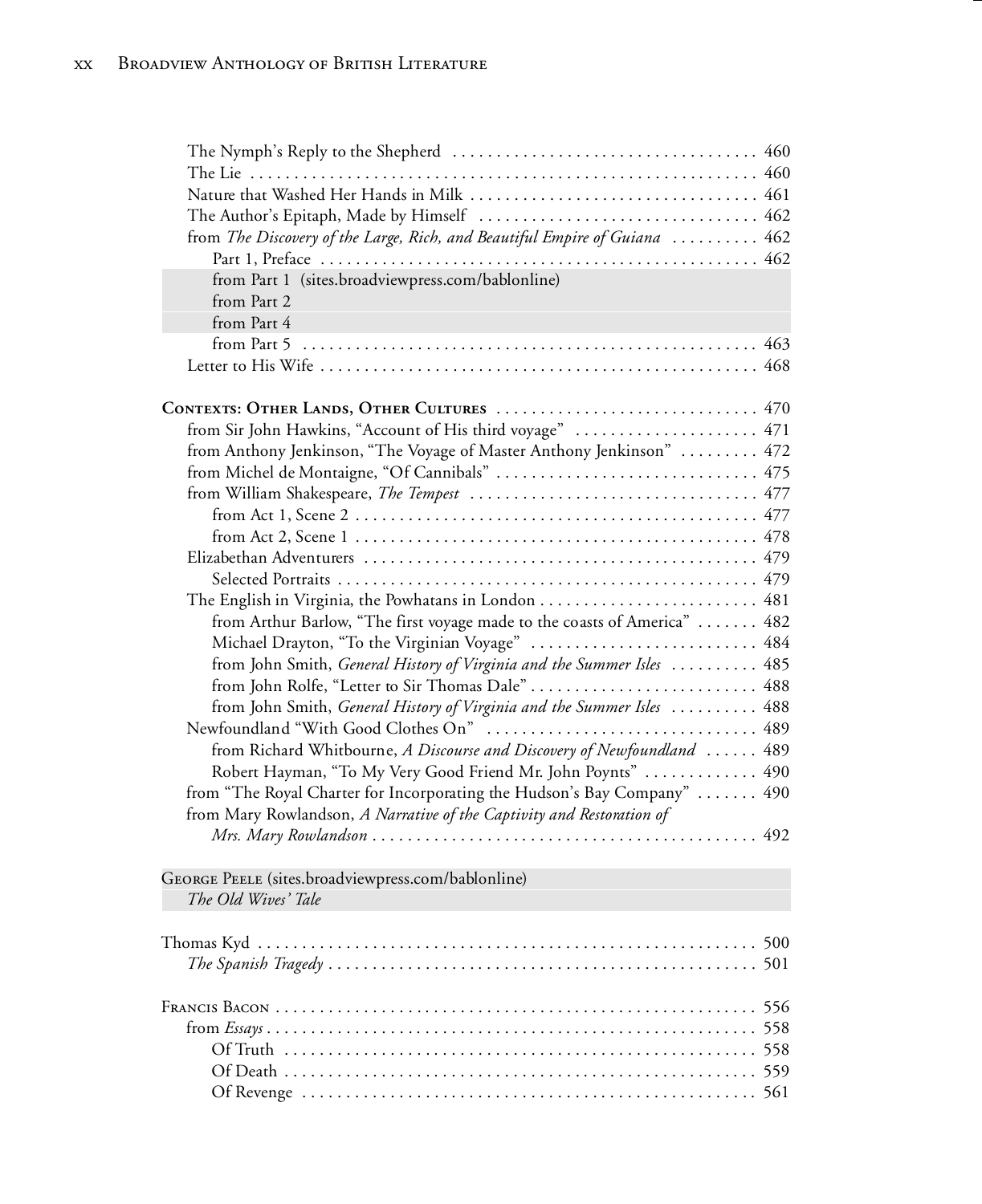The Nymph's Reply to the Shepherd . . . . . . . . . . . . . . . . . . . . . . . . . . . . . . . . . . . 460
The Lie . . . . . . . . . . . . . . . . . . . . . . . . . . . . . . . . . . . . . . . . . . . . . . . . . . . . . . . . . 460
Nature that Washed Her Hands in Milk . . . . . . . . . . . . . . . . . . . . . . . . . . . . . . . . 461
The Author's Epitaph, Made by Himself . . . . . . . . . . . . . . . . . . . . . . . . . . . . . . . 462
from *The Discovery of the Large, Rich, and Beautiful Empire of Guiana* . . . . . . . . . . 462
    Part 1, Preface . . . . . . . . . . . . . . . . . . . . . . . . . . . . . . . . . . . . . . . . . . . . . . . . . 462
    from Part 1 (sites.broadviewpress.com/bablonline)
    from Part 2
    from Part 4
    from Part 5 . . . . . . . . . . . . . . . . . . . . . . . . . . . . . . . . . . . . . . . . . . . . . . . . . . . 463
Letter to His Wife . . . . . . . . . . . . . . . . . . . . . . . . . . . . . . . . . . . . . . . . . . . . . . . . . 468

**Contexts: Other Lands, Other Cultures** . . . . . . . . . . . . . . . . . . . . . . . . . . . . . . 470
from Sir John Hawkins, "Account of His third voyage" . . . . . . . . . . . . . . . . . . . . . 471
from Anthony Jenkinson, "The Voyage of Master Anthony Jenkinson" . . . . . . . . . 472
from Michel de Montaigne, "Of Cannibals" . . . . . . . . . . . . . . . . . . . . . . . . . . . . . . 475
from William Shakespeare, *The Tempest* . . . . . . . . . . . . . . . . . . . . . . . . . . . . . . . . 477
    from Act 1, Scene 2 . . . . . . . . . . . . . . . . . . . . . . . . . . . . . . . . . . . . . . . . . . . . . . 477
    from Act 2, Scene 1 . . . . . . . . . . . . . . . . . . . . . . . . . . . . . . . . . . . . . . . . . . . . . . 478
Elizabethan Adventurers . . . . . . . . . . . . . . . . . . . . . . . . . . . . . . . . . . . . . . . . . . . . . 479
    Selected Portraits . . . . . . . . . . . . . . . . . . . . . . . . . . . . . . . . . . . . . . . . . . . . . . . . 479
The English in Virginia, the Powhatans in London . . . . . . . . . . . . . . . . . . . . . . . . . 481
    from Arthur Barlow, "The first voyage made to the coasts of America" . . . . . . . 482
    Michael Drayton, "To the Virginian Voyage" . . . . . . . . . . . . . . . . . . . . . . . . . . 484
    from John Smith, *General History of Virginia and the Summer Isles* . . . . . . . . . . 485
    from John Rolfe, "Letter to Sir Thomas Dale" . . . . . . . . . . . . . . . . . . . . . . . . . . 488
    from John Smith, *General History of Virginia and the Summer Isles* . . . . . . . . . . 488
Newfoundland "With Good Clothes On" . . . . . . . . . . . . . . . . . . . . . . . . . . . . . . . 489
    from Richard Whitbourne, *A Discourse and Discovery of Newfoundland* . . . . . . 489
    Robert Hayman, "To My Very Good Friend Mr. John Poynts" . . . . . . . . . . . . . 490
from "The Royal Charter for Incorporating the Hudson's Bay Company" . . . . . . . 490
from Mary Rowlandson, *A Narrative of the Captivity and Restoration of Mrs. Mary Rowlandson* . . . . . . . . . . . . . . . . . . . . . . . . . . . . . . . . . . . . . . . . . . . . 492

**George Peele** (sites.broadviewpress.com/bablonline)
*The Old Wives' Tale*

Thomas Kyd . . . . . . . . . . . . . . . . . . . . . . . . . . . . . . . . . . . . . . . . . . . . . . . . . . . . . . . . 500
*The Spanish Tragedy* . . . . . . . . . . . . . . . . . . . . . . . . . . . . . . . . . . . . . . . . . . . . . . . . . 501

**Francis Bacon** . . . . . . . . . . . . . . . . . . . . . . . . . . . . . . . . . . . . . . . . . . . . . . . . . . . . . 556
from *Essays* . . . . . . . . . . . . . . . . . . . . . . . . . . . . . . . . . . . . . . . . . . . . . . . . . . . . . . . 558
    Of Truth . . . . . . . . . . . . . . . . . . . . . . . . . . . . . . . . . . . . . . . . . . . . . . . . . . . . . . . 558
    Of Death . . . . . . . . . . . . . . . . . . . . . . . . . . . . . . . . . . . . . . . . . . . . . . . . . . . . . . . 559
    Of Revenge . . . . . . . . . . . . . . . . . . . . . . . . . . . . . . . . . . . . . . . . . . . . . . . . . . . . . 561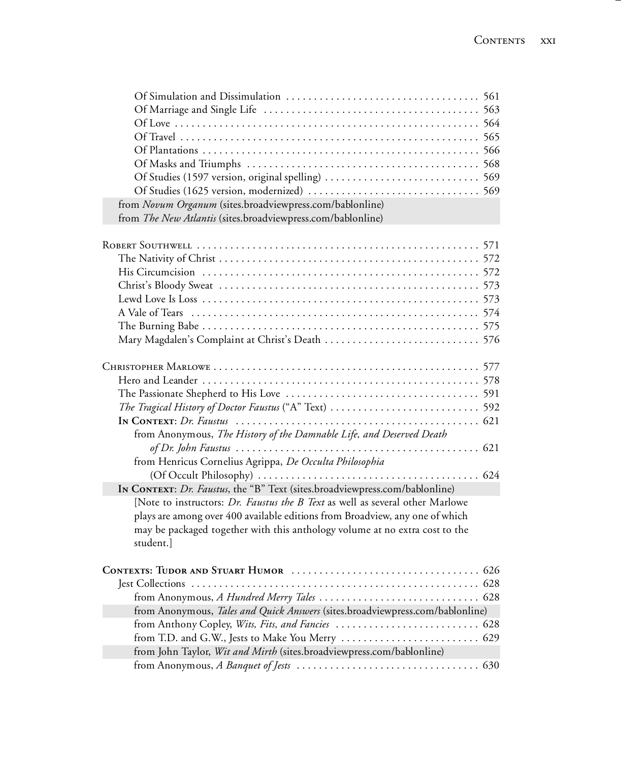Of Simulation and Dissimulation . . . . . . . . . . . . . . . . . . . . . . . . . . . . . . . . . . . 561
Of Marriage and Single Life . . . . . . . . . . . . . . . . . . . . . . . . . . . . . . . . . . . . . . 563
Of Love . . . . . . . . . . . . . . . . . . . . . . . . . . . . . . . . . . . . . . . . . . . . . . . . . . . . 564
Of Travel . . . . . . . . . . . . . . . . . . . . . . . . . . . . . . . . . . . . . . . . . . . . . . . . . . . 565
Of Plantations . . . . . . . . . . . . . . . . . . . . . . . . . . . . . . . . . . . . . . . . . . . . . . . . 566
Of Masks and Triumphs . . . . . . . . . . . . . . . . . . . . . . . . . . . . . . . . . . . . . . . . . 568
Of Studies (1597 version, original spelling) . . . . . . . . . . . . . . . . . . . . . . . . . . . 569
Of Studies (1625 version, modernized) . . . . . . . . . . . . . . . . . . . . . . . . . . . . . . 569
from *Novum Organum* (sites.broadviewpress.com/bablonline)
from *The New Atlantis* (sites.broadviewpress.com/bablonline)

Robert Southwell . . . . . . . . . . . . . . . . . . . . . . . . . . . . . . . . . . . . . . . . . . . . . . . . . 571
The Nativity of Christ . . . . . . . . . . . . . . . . . . . . . . . . . . . . . . . . . . . . . . . . . . . . . 572
His Circumcision . . . . . . . . . . . . . . . . . . . . . . . . . . . . . . . . . . . . . . . . . . . . . . . . 572
Christ's Bloody Sweat . . . . . . . . . . . . . . . . . . . . . . . . . . . . . . . . . . . . . . . . . . . . . 573
Lewd Love Is Loss . . . . . . . . . . . . . . . . . . . . . . . . . . . . . . . . . . . . . . . . . . . . . . . . 573
A Vale of Tears . . . . . . . . . . . . . . . . . . . . . . . . . . . . . . . . . . . . . . . . . . . . . . . . . 574
The Burning Babe . . . . . . . . . . . . . . . . . . . . . . . . . . . . . . . . . . . . . . . . . . . . . . . . 575
Mary Magdalen's Complaint at Christ's Death . . . . . . . . . . . . . . . . . . . . . . . . . . . 576

Christopher Marlowe . . . . . . . . . . . . . . . . . . . . . . . . . . . . . . . . . . . . . . . . . . . . . . . 577
Hero and Leander . . . . . . . . . . . . . . . . . . . . . . . . . . . . . . . . . . . . . . . . . . . . . . . . 578
The Passionate Shepherd to His Love . . . . . . . . . . . . . . . . . . . . . . . . . . . . . . . . . . 591
*The Tragical History of Doctor Faustus* ("A" Text) . . . . . . . . . . . . . . . . . . . . . . . . . 592
**In Context**: *Dr. Faustus* . . . . . . . . . . . . . . . . . . . . . . . . . . . . . . . . . . . . . . . . . . 621
from Anonymous, *The History of the Damnable Life, and Deserved Death of Dr. John Faustus* . . . . . . . . . . . . . . . . . . . . . . . . . . . . . . . . . . . . . . . . . . . . 621
from Henricus Cornelius Agrippa, *De Occulta Philosophia* (Of Occult Philosophy) . . . . . . . . . . . . . . . . . . . . . . . . . . . . . . . . . . . . . . . 624
**In Context**: *Dr. Faustus*, the "B" Text (sites.broadviewpress.com/bablonline)
[Note to instructors: *Dr. Faustus the B Text* as well as several other Marlowe plays are among over 400 available editions from Broadview, any one of which may be packaged together with this anthology volume at no extra cost to the student.]

**Contexts: Tudor and Stuart Humor** . . . . . . . . . . . . . . . . . . . . . . . . . . . . . . . . . . 626
Jest Collections . . . . . . . . . . . . . . . . . . . . . . . . . . . . . . . . . . . . . . . . . . . . . . . . . . 628
from Anonymous, *A Hundred Merry Tales* . . . . . . . . . . . . . . . . . . . . . . . . . . . . . 628
from Anonymous, *Tales and Quick Answers* (sites.broadviewpress.com/bablonline)
from Anthony Copley, *Wits, Fits, and Fancies* . . . . . . . . . . . . . . . . . . . . . . . . . . 628
from T.D. and G.W., Jests to Make You Merry . . . . . . . . . . . . . . . . . . . . . . . . . 629
from John Taylor, *Wit and Mirth* (sites.broadviewpress.com/bablonline)
from Anonymous, *A Banquet of Jests* . . . . . . . . . . . . . . . . . . . . . . . . . . . . . . . . 630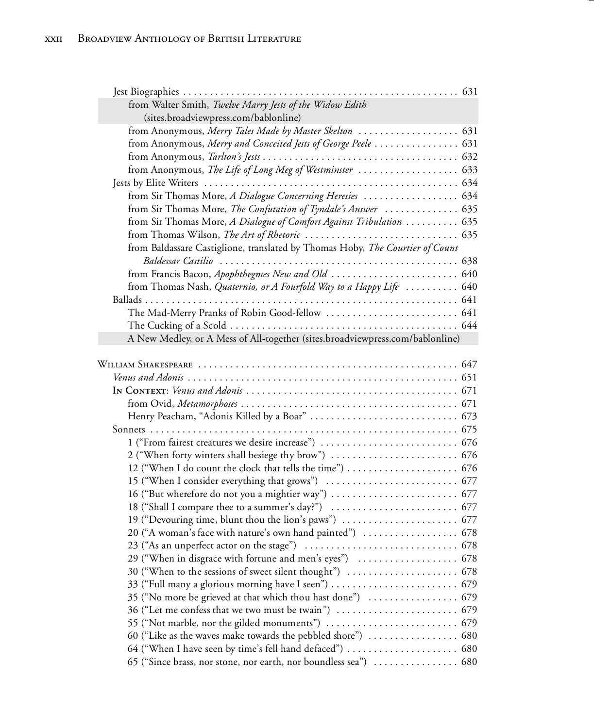Jest Biographies . . . . . . . . . . . . . . . . . . . . . . . . . . . . . . . . . . . . . . . . . . . . . . . . . . . . 631

from Walter Smith, *Twelve Marry Jests of the Widow Edith* (sites.broadviewpress.com/bablonline)

from Anonymous, *Merry Tales Made by Master Skelton* . . . . . . . . . . . . . . . . . . . 631

from Anonymous, *Merry and Conceited Jests of George Peele* . . . . . . . . . . . . . . . . 631

from Anonymous, *Tarlton's Jests* . . . . . . . . . . . . . . . . . . . . . . . . . . . . . . . . . . . . . 632

from Anonymous, *The Life of Long Meg of Westminster* . . . . . . . . . . . . . . . . . . . 633

Jests by Elite Writers . . . . . . . . . . . . . . . . . . . . . . . . . . . . . . . . . . . . . . . . . . . . . . . 634

from Sir Thomas More, *A Dialogue Concerning Heresies* . . . . . . . . . . . . . . . . . . 634

from Sir Thomas More, *The Confutation of Tyndale's Answer* . . . . . . . . . . . . . . 635

from Sir Thomas More, *A Dialogue of Comfort Against Tribulation* . . . . . . . . . . 635

from Thomas Wilson, *The Art of Rhetoric* . . . . . . . . . . . . . . . . . . . . . . . . . . . . . 635

from Baldassare Castiglione, translated by Thomas Hoby, *The Courtier of Count Baldessar Castilio* . . . . . . . . . . . . . . . . . . . . . . . . . . . . . . . . . . . . . . . . . . . . . 638

from Francis Bacon, *Apophthegmes New and Old* . . . . . . . . . . . . . . . . . . . . . . . 640

from Thomas Nash, *Quaternio, or A Fourfold Way to a Happy Life* . . . . . . . . . . 640

Ballads . . . . . . . . . . . . . . . . . . . . . . . . . . . . . . . . . . . . . . . . . . . . . . . . . . . . . . . . . . . 641

The Mad-Merry Pranks of Robin Good-fellow . . . . . . . . . . . . . . . . . . . . . . . . . 641

The Cucking of a Scold . . . . . . . . . . . . . . . . . . . . . . . . . . . . . . . . . . . . . . . . . . 644

A New Medley, or A Mess of All-together (sites.broadviewpress.com/bablonline)

William Shakespeare . . . . . . . . . . . . . . . . . . . . . . . . . . . . . . . . . . . . . . . . . . . . . . . . . 647

*Venus and Adonis* . . . . . . . . . . . . . . . . . . . . . . . . . . . . . . . . . . . . . . . . . . . . . . . . . . 651

**In Context**: *Venus and Adonis* . . . . . . . . . . . . . . . . . . . . . . . . . . . . . . . . . . . . . . . 671

from Ovid, *Metamorphoses* . . . . . . . . . . . . . . . . . . . . . . . . . . . . . . . . . . . . . . . . 671

Henry Peacham, "Adonis Killed by a Boar" . . . . . . . . . . . . . . . . . . . . . . . . . . . . 673

Sonnets . . . . . . . . . . . . . . . . . . . . . . . . . . . . . . . . . . . . . . . . . . . . . . . . . . . . . . . . . . 675

1 ("From fairest creatures we desire increase") . . . . . . . . . . . . . . . . . . . . . . . . . . 676

2 ("When forty winters shall besiege thy brow") . . . . . . . . . . . . . . . . . . . . . . . . 676

12 ("When I do count the clock that tells the time") . . . . . . . . . . . . . . . . . . . . . 676

15 ("When I consider everything that grows") . . . . . . . . . . . . . . . . . . . . . . . . . 677

16 ("But wherefore do not you a mightier way") . . . . . . . . . . . . . . . . . . . . . . . . 677

18 ("Shall I compare thee to a summer's day?") . . . . . . . . . . . . . . . . . . . . . . . . 677

19 ("Devouring time, blunt thou the lion's paws") . . . . . . . . . . . . . . . . . . . . . . 677

20 ("A woman's face with nature's own hand painted") . . . . . . . . . . . . . . . . . . 678

23 ("As an unperfect actor on the stage") . . . . . . . . . . . . . . . . . . . . . . . . . . . . . 678

29 ("When in disgrace with fortune and men's eyes") . . . . . . . . . . . . . . . . . . . 678

30 ("When to the sessions of sweet silent thought") . . . . . . . . . . . . . . . . . . . . . 678

33 ("Full many a glorious morning have I seen") . . . . . . . . . . . . . . . . . . . . . . . . 679

35 ("No more be grieved at that which thou hast done") . . . . . . . . . . . . . . . . . 679

36 ("Let me confess that we two must be twain") . . . . . . . . . . . . . . . . . . . . . . . 679

55 ("Not marble, nor the gilded monuments") . . . . . . . . . . . . . . . . . . . . . . . . . 679

60 ("Like as the waves make towards the pebbled shore") . . . . . . . . . . . . . . . . . 680

64 ("When I have seen by time's fell hand defaced") . . . . . . . . . . . . . . . . . . . . . 680

65 ("Since brass, nor stone, nor earth, nor boundless sea") . . . . . . . . . . . . . . . . 680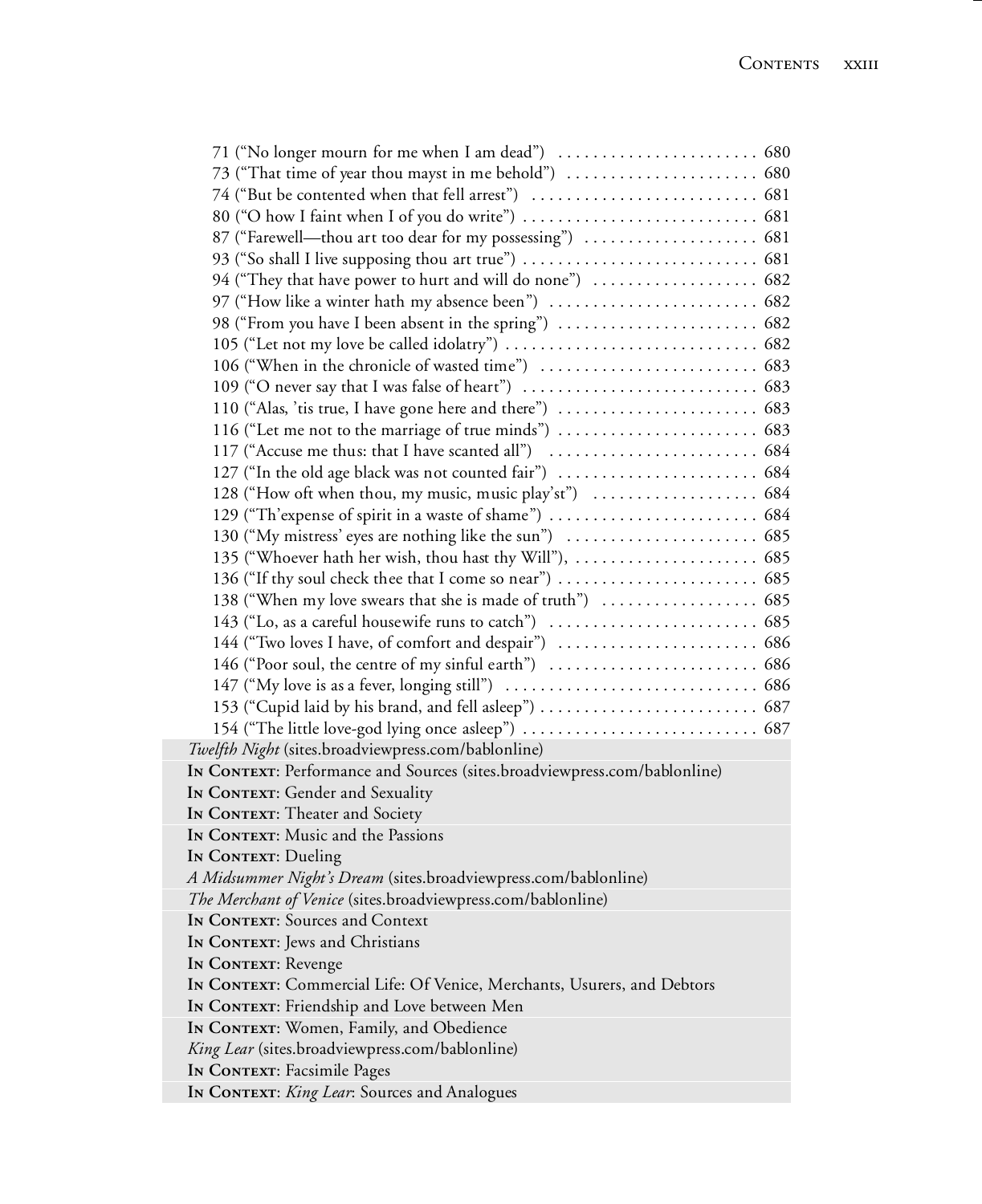71 ("No longer mourn for me when I am dead") . . . . . . . . . . . . . . . . . . . . . . . 680
73 ("That time of year thou mayst in me behold") . . . . . . . . . . . . . . . . . . . . . 680
74 ("But be contented when that fell arrest") . . . . . . . . . . . . . . . . . . . . . . . . . 681
80 ("O how I faint when I of you do write") . . . . . . . . . . . . . . . . . . . . . . . . . . 681
87 ("Farewell—thou art too dear for my possessing") . . . . . . . . . . . . . . . . . . . 681
93 ("So shall I live supposing thou art true") . . . . . . . . . . . . . . . . . . . . . . . . . . 681
94 ("They that have power to hurt and will do none") . . . . . . . . . . . . . . . . . . 682
97 ("How like a winter hath my absence been") . . . . . . . . . . . . . . . . . . . . . . . 682
98 ("From you have I been absent in the spring") . . . . . . . . . . . . . . . . . . . . . . 682
105 ("Let not my love be called idolatry") . . . . . . . . . . . . . . . . . . . . . . . . . . . . 682
106 ("When in the chronicle of wasted time") . . . . . . . . . . . . . . . . . . . . . . . . . 683
109 ("O never say that I was false of heart") . . . . . . . . . . . . . . . . . . . . . . . . . . 683
110 ("Alas, 'tis true, I have gone here and there") . . . . . . . . . . . . . . . . . . . . . . 683
116 ("Let me not to the marriage of true minds") . . . . . . . . . . . . . . . . . . . . . . 683
117 ("Accuse me thus: that I have scanted all") . . . . . . . . . . . . . . . . . . . . . . . 684
127 ("In the old age black was not counted fair") . . . . . . . . . . . . . . . . . . . . . . 684
128 ("How oft when thou, my music, music play'st") . . . . . . . . . . . . . . . . . . . 684
129 ("Th'expense of spirit in a waste of shame") . . . . . . . . . . . . . . . . . . . . . . . 684
130 ("My mistress' eyes are nothing like the sun") . . . . . . . . . . . . . . . . . . . . . 685
135 ("Whoever hath her wish, thou hast thy Will"), . . . . . . . . . . . . . . . . . . . . 685
136 ("If thy soul check thee that I come so near") . . . . . . . . . . . . . . . . . . . . . . 685
138 ("When my love swears that she is made of truth") . . . . . . . . . . . . . . . . . 685
143 ("Lo, as a careful housewife runs to catch") . . . . . . . . . . . . . . . . . . . . . . . 685
144 ("Two loves I have, of comfort and despair") . . . . . . . . . . . . . . . . . . . . . . 686
146 ("Poor soul, the centre of my sinful earth") . . . . . . . . . . . . . . . . . . . . . . . 686
147 ("My love is as a fever, longing still") . . . . . . . . . . . . . . . . . . . . . . . . . . . . 686
153 ("Cupid laid by his brand, and fell asleep") . . . . . . . . . . . . . . . . . . . . . . . . 687
154 ("The little love-god lying once asleep") . . . . . . . . . . . . . . . . . . . . . . . . . . 687

*Twelfth Night* (sites.broadviewpress.com/bablonline)
**In Context**: Performance and Sources (sites.broadviewpress.com/bablonline)
**In Context**: Gender and Sexuality
**In Context**: Theater and Society
**In Context**: Music and the Passions
**In Context**: Dueling
*A Midsummer Night's Dream* (sites.broadviewpress.com/bablonline)
*The Merchant of Venice* (sites.broadviewpress.com/bablonline)
**In Context**: Sources and Context
**In Context**: Jews and Christians
**In Context**: Revenge
**In Context**: Commercial Life: Of Venice, Merchants, Usurers, and Debtors
**In Context**: Friendship and Love between Men
**In Context**: Women, Family, and Obedience
*King Lear* (sites.broadviewpress.com/bablonline)
**In Context**: Facsimile Pages
**In Context**: *King Lear*: Sources and Analogues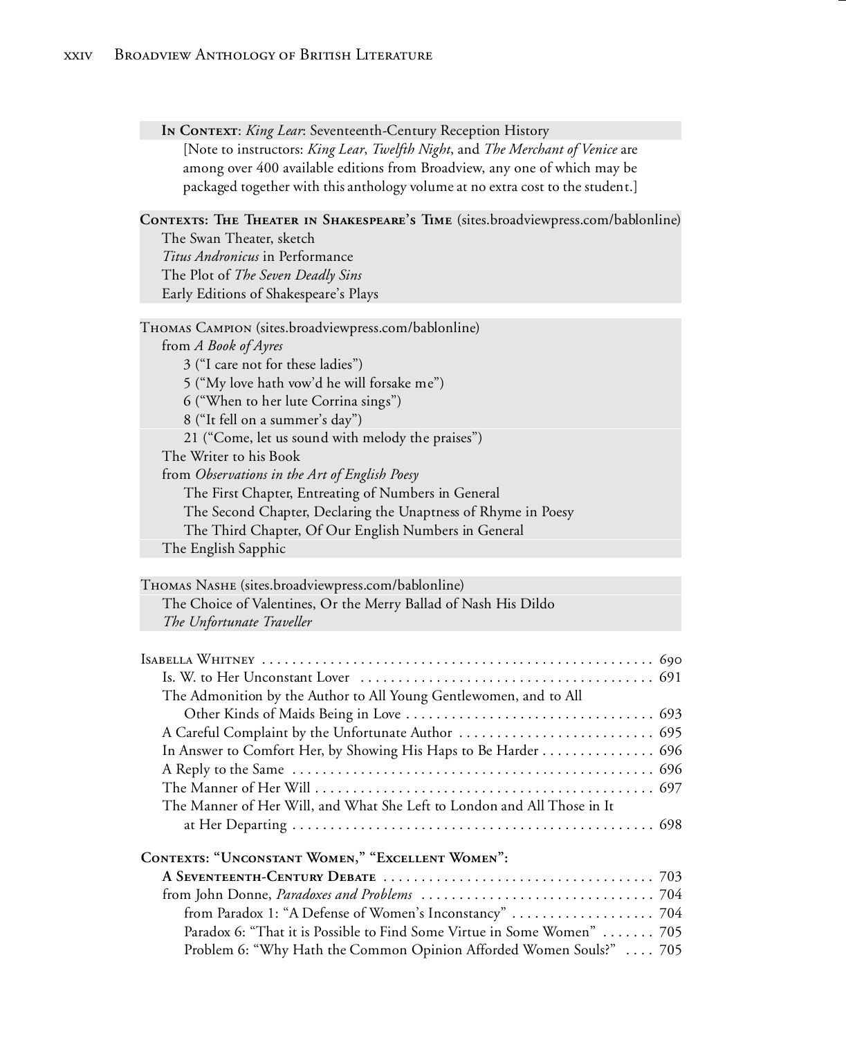**In Context**: *King Lear*: Seventeenth-Century Reception History

[Note to instructors: *King Lear*, *Twelfth Night*, and *The Merchant of Venice* are among over 400 available editions from Broadview, any one of which may be packaged together with this anthology volume at no extra cost to the student.]

**Contexts: The Theater in Shakespeare's Time** (sites.broadviewpress.com/bablonline)

- The Swan Theater, sketch
- *Titus Andronicus* in Performance
- The Plot of *The Seven Deadly Sins*
- Early Editions of Shakespeare's Plays

Thomas Campion (sites.broadviewpress.com/bablonline)

- from *A Book of Ayres*
  - 3 ("I care not for these ladies")
  - 5 ("My love hath vow'd he will forsake me")
  - 6 ("When to her lute Corrina sings")
  - 8 ("It fell on a summer's day")
  - 21 ("Come, let us sound with melody the praises")
- The Writer to his Book
- from *Observations in the Art of English Poesy*
  - The First Chapter, Entreating of Numbers in General
  - The Second Chapter, Declaring the Unaptness of Rhyme in Poesy
  - The Third Chapter, Of Our English Numbers in General
- The English Sapphic

Thomas Nashe (sites.broadviewpress.com/bablonline)

- The Choice of Valentines, Or the Merry Ballad of Nash His Dildo
- *The Unfortunate Traveller*

Isabella Whitney . . . . . . . . . . 690

- Is. W. to Her Unconstant Lover . . . . . . . . . . 691
- The Admonition by the Author to All Young Gentlewomen, and to All Other Kinds of Maids Being in Love . . . . . . . . . . 693
- A Careful Complaint by the Unfortunate Author . . . . . . . . . . 695
- In Answer to Comfort Her, by Showing His Haps to Be Harder . . . . . . . . . . 696
- A Reply to the Same . . . . . . . . . . 696
- The Manner of Her Will . . . . . . . . . . 697
- The Manner of Her Will, and What She Left to London and All Those in It at Her Departing . . . . . . . . . . 698

**Contexts: "Unconstant Women," "Excellent Women": A Seventeenth-Century Debate** . . . . . . . . . . 703

- from John Donne, *Paradoxes and Problems* . . . . . . . . . . 704
  - from Paradox 1: "A Defense of Women's Inconstancy" . . . . . . . . . . 704
  - Paradox 6: "That it is Possible to Find Some Virtue in Some Women" . . . . . . . 705
  - Problem 6: "Why Hath the Common Opinion Afforded Women Souls?" . . . . 705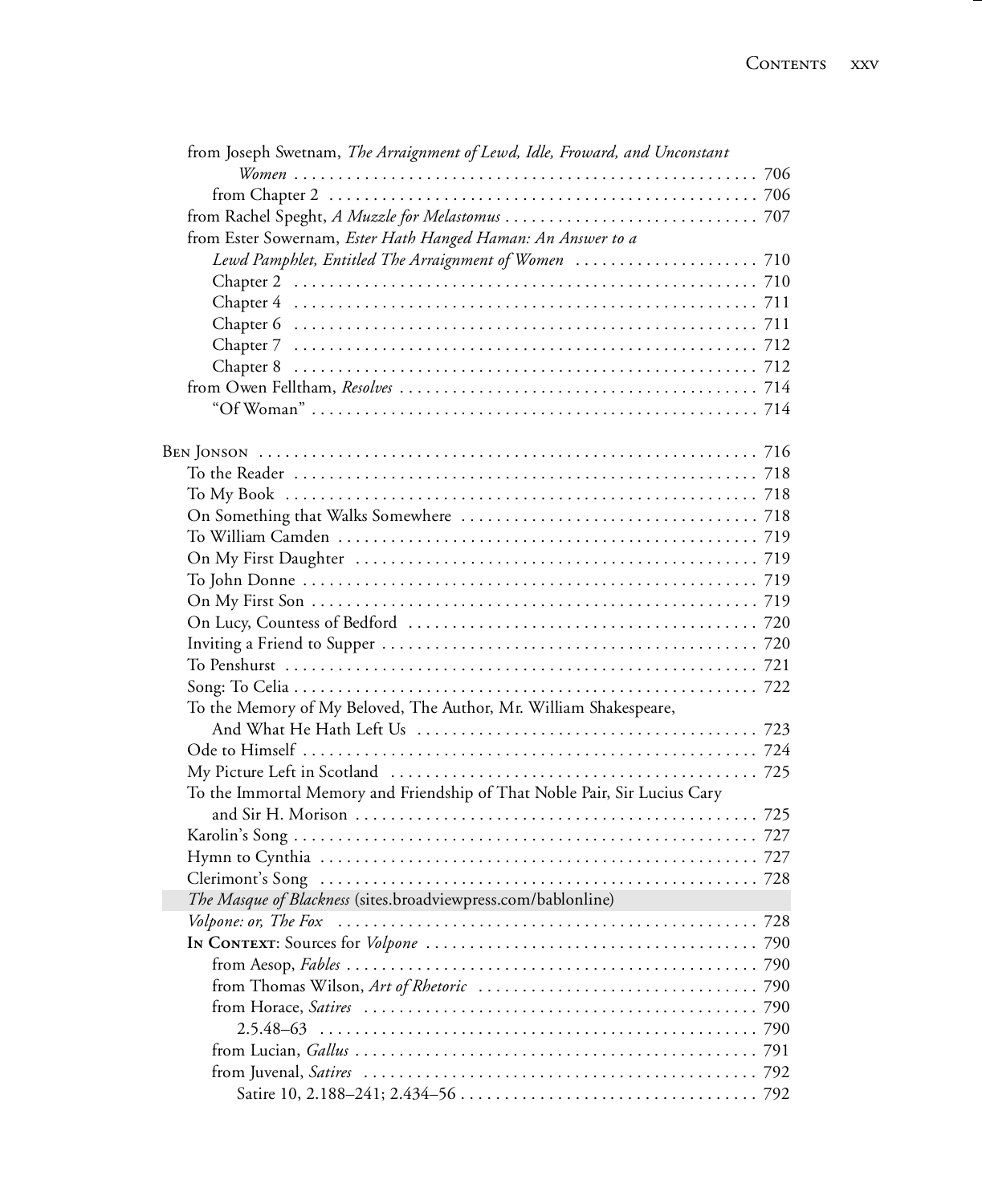from Joseph Swetnam, *The Arraignment of Lewd, Idle, Froward, and Unconstant Women* . . . . . . . . . . . . . . . . . . . . . . . . . . . . . . . . . . . . . . . . . . . . . 706
  from Chapter 2 . . . . . . . . . . . . . . . . . . . . . . . . . . . . . . . . . . . . . . . . . . . . . . . . . . 706
from Rachel Speght, *A Muzzle for Melastomus* . . . . . . . . . . . . . . . . . . . . . . . . . . . . 707
from Ester Sowernam, *Ester Hath Hanged Haman: An Answer to a Lewd Pamphlet, Entitled The Arraignment of Women* . . . . . . . . . . . . . . . . . . . . 710
  Chapter 2 . . . . . . . . . . . . . . . . . . . . . . . . . . . . . . . . . . . . . . . . . . . . . . . . . . . . 710
  Chapter 4 . . . . . . . . . . . . . . . . . . . . . . . . . . . . . . . . . . . . . . . . . . . . . . . . . . . . 711
  Chapter 6 . . . . . . . . . . . . . . . . . . . . . . . . . . . . . . . . . . . . . . . . . . . . . . . . . . . . 711
  Chapter 7 . . . . . . . . . . . . . . . . . . . . . . . . . . . . . . . . . . . . . . . . . . . . . . . . . . . . 712
  Chapter 8 . . . . . . . . . . . . . . . . . . . . . . . . . . . . . . . . . . . . . . . . . . . . . . . . . . . . 712
from Owen Felltham, *Resolves* . . . . . . . . . . . . . . . . . . . . . . . . . . . . . . . . . . . . . . . . 714
  "Of Woman" . . . . . . . . . . . . . . . . . . . . . . . . . . . . . . . . . . . . . . . . . . . . . . . . . . 714

BEN JONSON . . . . . . . . . . . . . . . . . . . . . . . . . . . . . . . . . . . . . . . . . . . . . . . . . . . . . . 716
To the Reader . . . . . . . . . . . . . . . . . . . . . . . . . . . . . . . . . . . . . . . . . . . . . . . . . . . . 718
To My Book . . . . . . . . . . . . . . . . . . . . . . . . . . . . . . . . . . . . . . . . . . . . . . . . . . . . . 718
On Something that Walks Somewhere . . . . . . . . . . . . . . . . . . . . . . . . . . . . . . . . . . 718
To William Camden . . . . . . . . . . . . . . . . . . . . . . . . . . . . . . . . . . . . . . . . . . . . . . . . 719
On My First Daughter . . . . . . . . . . . . . . . . . . . . . . . . . . . . . . . . . . . . . . . . . . . . . . 719
To John Donne . . . . . . . . . . . . . . . . . . . . . . . . . . . . . . . . . . . . . . . . . . . . . . . . . . . . 719
On My First Son . . . . . . . . . . . . . . . . . . . . . . . . . . . . . . . . . . . . . . . . . . . . . . . . . . . 719
On Lucy, Countess of Bedford . . . . . . . . . . . . . . . . . . . . . . . . . . . . . . . . . . . . . . . . 720
Inviting a Friend to Supper . . . . . . . . . . . . . . . . . . . . . . . . . . . . . . . . . . . . . . . . . . 720
To Penshurst . . . . . . . . . . . . . . . . . . . . . . . . . . . . . . . . . . . . . . . . . . . . . . . . . . . . . 721
Song: To Celia . . . . . . . . . . . . . . . . . . . . . . . . . . . . . . . . . . . . . . . . . . . . . . . . . . . . 722
To the Memory of My Beloved, The Author, Mr. William Shakespeare, And What He Hath Left Us . . . . . . . . . . . . . . . . . . . . . . . . . . . . . . . . . . . . . . 723
Ode to Himself . . . . . . . . . . . . . . . . . . . . . . . . . . . . . . . . . . . . . . . . . . . . . . . . . . . . 724
My Picture Left in Scotland . . . . . . . . . . . . . . . . . . . . . . . . . . . . . . . . . . . . . . . . . . 725
To the Immortal Memory and Friendship of That Noble Pair, Sir Lucius Cary and Sir H. Morison . . . . . . . . . . . . . . . . . . . . . . . . . . . . . . . . . . . . . . . . . . . . . . 725
Karolin's Song . . . . . . . . . . . . . . . . . . . . . . . . . . . . . . . . . . . . . . . . . . . . . . . . . . . . . 727
Hymn to Cynthia . . . . . . . . . . . . . . . . . . . . . . . . . . . . . . . . . . . . . . . . . . . . . . . . . . 727
Clerimont's Song . . . . . . . . . . . . . . . . . . . . . . . . . . . . . . . . . . . . . . . . . . . . . . . . . . 728
*The Masque of Blackness* (sites.broadviewpress.com/bablonline)
*Volpone: or, The Fox* . . . . . . . . . . . . . . . . . . . . . . . . . . . . . . . . . . . . . . . . . . . . . . . 728
**IN CONTEXT**: Sources for *Volpone* . . . . . . . . . . . . . . . . . . . . . . . . . . . . . . . . . . . . 790
  from Aesop, *Fables* . . . . . . . . . . . . . . . . . . . . . . . . . . . . . . . . . . . . . . . . . . . . . . . 790
  from Thomas Wilson, *Art of Rhetoric* . . . . . . . . . . . . . . . . . . . . . . . . . . . . . . . . . 790
  from Horace, *Satires* . . . . . . . . . . . . . . . . . . . . . . . . . . . . . . . . . . . . . . . . . . . . . 790
    2.5.48–63 . . . . . . . . . . . . . . . . . . . . . . . . . . . . . . . . . . . . . . . . . . . . . . . . . . . 790
  from Lucian, *Gallus* . . . . . . . . . . . . . . . . . . . . . . . . . . . . . . . . . . . . . . . . . . . . . . 791
  from Juvenal, *Satires* . . . . . . . . . . . . . . . . . . . . . . . . . . . . . . . . . . . . . . . . . . . . . 792
    Satire 10, 2.188–241; 2.434–56 . . . . . . . . . . . . . . . . . . . . . . . . . . . . . . . . . . . 792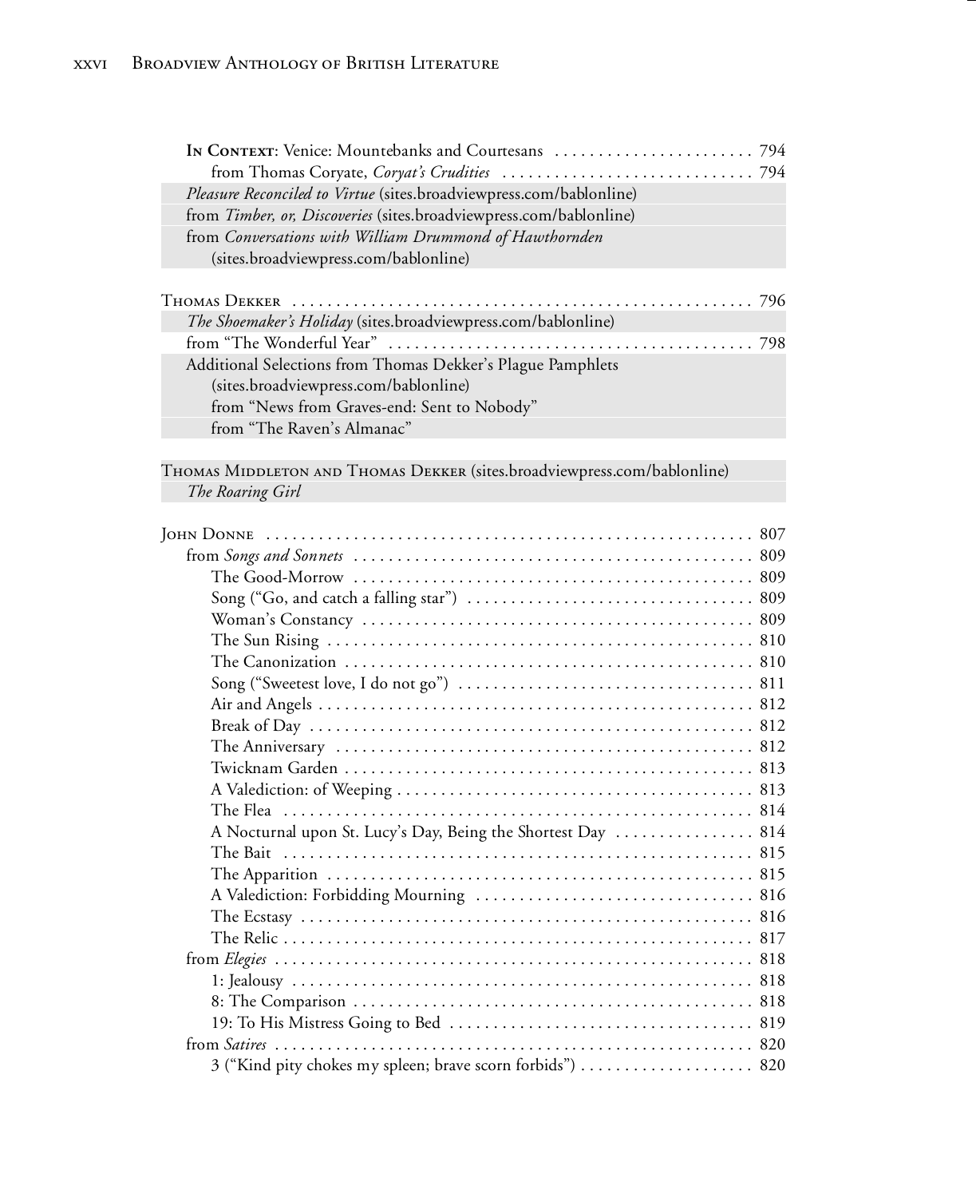In Context: Venice: Mountebanks and Courtesans ....................... 794
  from Thomas Coryate, *Coryat's Crudities* ............................ 794
*Pleasure Reconciled to Virtue* (sites.broadviewpress.com/bablonline)
from *Timber, or, Discoveries* (sites.broadviewpress.com/bablonline)
from *Conversations with William Drummond of Hawthornden* (sites.broadviewpress.com/bablonline)

Thomas Dekker ..................................................... 796
*The Shoemaker's Holiday* (sites.broadviewpress.com/bablonline)
from "The Wonderful Year" ........................................ 798
Additional Selections from Thomas Dekker's Plague Pamphlets (sites.broadviewpress.com/bablonline)
  from "News from Graves-end: Sent to Nobody"
  from "The Raven's Almanac"

Thomas Middleton and Thomas Dekker (sites.broadviewpress.com/bablonline)
*The Roaring Girl*

John Donne ........................................................ 807
from *Songs and Sonnets* .............................................. 809
  The Good-Morrow ............................................... 809
  Song ("Go, and catch a falling star") ................................ 809
  Woman's Constancy ............................................ 809
  The Sun Rising ................................................. 810
  The Canonization ............................................... 810
  Song ("Sweetest love, I do not go") .................................. 811
  Air and Angels .................................................. 812
  Break of Day ................................................... 812
  The Anniversary ................................................ 812
  Twicknam Garden ............................................... 813
  A Valediction: of Weeping ......................................... 813
  The Flea ....................................................... 814
  A Nocturnal upon St. Lucy's Day, Being the Shortest Day ................ 814
  The Bait ....................................................... 815
  The Apparition ................................................. 815
  A Valediction: Forbidding Mourning ................................ 816
  The Ecstasy .................................................... 816
  The Relic ...................................................... 817
from *Elegies* ...................................................... 818
  1: Jealousy ..................................................... 818
  8: The Comparison .............................................. 818
  19: To His Mistress Going to Bed ................................... 819
from *Satires* ...................................................... 820
  3 ("Kind pity chokes my spleen; brave scorn forbids") .................... 820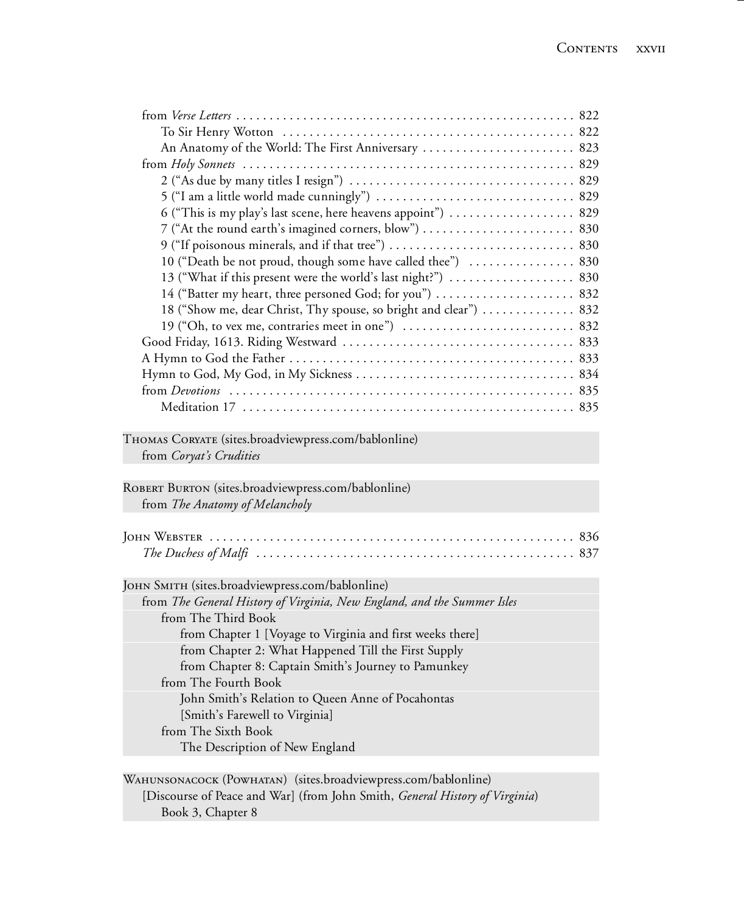from *Verse Letters* . . . . . . . . . . . . . . . . . . . . . . . . . . . . . . . . . . . . . . . . . . . . . . . . . . . 822
  To Sir Henry Wotton . . . . . . . . . . . . . . . . . . . . . . . . . . . . . . . . . . . . . . . . . . . . 822
  An Anatomy of the World: The First Anniversary . . . . . . . . . . . . . . . . . . . . . . . 823
from *Holy Sonnets* . . . . . . . . . . . . . . . . . . . . . . . . . . . . . . . . . . . . . . . . . . . . . . . . . . 829
  2 ("As due by many titles I resign") . . . . . . . . . . . . . . . . . . . . . . . . . . . . . . . . . 829
  5 ("I am a little world made cunningly") . . . . . . . . . . . . . . . . . . . . . . . . . . . . . 829
  6 ("This is my play's last scene, here heavens appoint") . . . . . . . . . . . . . . . . . . 829
  7 ("At the round earth's imagined corners, blow") . . . . . . . . . . . . . . . . . . . . . . . 830
  9 ("If poisonous minerals, and if that tree") . . . . . . . . . . . . . . . . . . . . . . . . . . . . 830
  10 ("Death be not proud, though some have called thee") . . . . . . . . . . . . . . . . 830
  13 ("What if this present were the world's last night?") . . . . . . . . . . . . . . . . . . 830
  14 ("Batter my heart, three personed God; for you") . . . . . . . . . . . . . . . . . . . . . 832
  18 ("Show me, dear Christ, Thy spouse, so bright and clear") . . . . . . . . . . . . . 832
  19 ("Oh, to vex me, contraries meet in one") . . . . . . . . . . . . . . . . . . . . . . . . . . 832
Good Friday, 1613. Riding Westward . . . . . . . . . . . . . . . . . . . . . . . . . . . . . . . . . . . 833
A Hymn to God the Father . . . . . . . . . . . . . . . . . . . . . . . . . . . . . . . . . . . . . . . . . . . 833
Hymn to God, My God, in My Sickness . . . . . . . . . . . . . . . . . . . . . . . . . . . . . . . . . 834
from *Devotions* . . . . . . . . . . . . . . . . . . . . . . . . . . . . . . . . . . . . . . . . . . . . . . . . . . . . 835
  Meditation 17 . . . . . . . . . . . . . . . . . . . . . . . . . . . . . . . . . . . . . . . . . . . . . . . . . . . 835

THOMAS CORYATE (sites.broadviewpress.com/bablonline)
from *Coryat's Crudities*

ROBERT BURTON (sites.broadviewpress.com/bablonline)
from *The Anatomy of Melancholy*

JOHN WEBSTER . . . . . . . . . . . . . . . . . . . . . . . . . . . . . . . . . . . . . . . . . . . . . . . . . . . . . . 836
*The Duchess of Malfi* . . . . . . . . . . . . . . . . . . . . . . . . . . . . . . . . . . . . . . . . . . . . . . . 837

JOHN SMITH (sites.broadviewpress.com/bablonline)
from *The General History of Virginia, New England, and the Summer Isles*
  from The Third Book
    from Chapter 1 [Voyage to Virginia and first weeks there]
    from Chapter 2: What Happened Till the First Supply
    from Chapter 8: Captain Smith's Journey to Pamunkey
  from The Fourth Book
    John Smith's Relation to Queen Anne of Pocahontas
    [Smith's Farewell to Virginia]
  from The Sixth Book
    The Description of New England

WAHUNSONACOCK (POWHATAN) (sites.broadviewpress.com/bablonline)
[Discourse of Peace and War] (from John Smith, *General History of Virginia*)
  Book 3, Chapter 8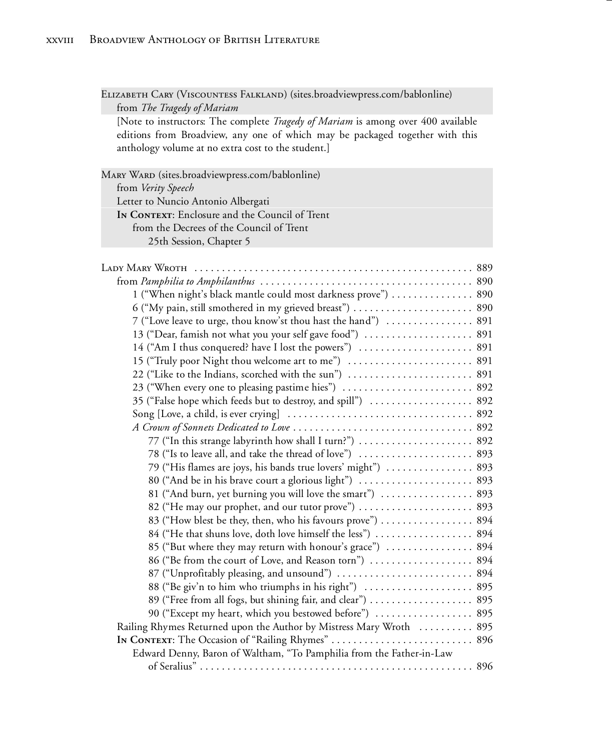Elizabeth Cary (Viscountess Falkland) (sites.broadviewpress.com/bablonline)
  from *The Tragedy of Mariam*
  [Note to instructors: The complete *Tragedy of Mariam* is among over 400 available editions from Broadview, any one of which may be packaged together with this anthology volume at no extra cost to the student.]

Mary Ward (sites.broadviewpress.com/bablonline)
  from *Verity Speech*
  Letter to Nuncio Antonio Albergati
  **In Context**: Enclosure and the Council of Trent
    from the Decrees of the Council of Trent
      25th Session, Chapter 5

Lady Mary Wroth . . . . . . . . . . . . . . . . . . . . . . . . . . . . . . . . . . . . . . . . . . . . . . . . . . . 889
  from *Pamphilia to Amphilanthus* . . . . . . . . . . . . . . . . . . . . . . . . . . . . . . . . . . . . . . 890
    1 ("When night's black mantle could most darkness prove") . . . . . . . . . . . . . . 890
    6 ("My pain, still smothered in my grieved breast") . . . . . . . . . . . . . . . . . . . . . . 890
    7 ("Love leave to urge, thou know'st thou hast the hand") . . . . . . . . . . . . . . . 891
    13 ("Dear, famish not what you your self gave food") . . . . . . . . . . . . . . . . . . . . 891
    14 ("Am I thus conquered? have I lost the powers") . . . . . . . . . . . . . . . . . . . . . 891
    15 ("Truly poor Night thou welcome art to me") . . . . . . . . . . . . . . . . . . . . . . . 891
    22 ("Like to the Indians, scorched with the sun") . . . . . . . . . . . . . . . . . . . . . . . 891
    23 ("When every one to pleasing pastime hies") . . . . . . . . . . . . . . . . . . . . . . . . 892
    35 ("False hope which feeds but to destroy, and spill") . . . . . . . . . . . . . . . . . . 892
    Song [Love, a child, is ever crying] . . . . . . . . . . . . . . . . . . . . . . . . . . . . . . . . . 892
    *A Crown of Sonnets Dedicated to Love* . . . . . . . . . . . . . . . . . . . . . . . . . . . . . . . . 892
      77 ("In this strange labyrinth how shall I turn?") . . . . . . . . . . . . . . . . . . . . . 892
      78 ("Is to leave all, and take the thread of love") . . . . . . . . . . . . . . . . . . . . . 893
      79 ("His flames are joys, his bands true lovers' might") . . . . . . . . . . . . . . . . 893
      80 ("And be in his brave court a glorious light") . . . . . . . . . . . . . . . . . . . . . 893
      81 ("And burn, yet burning you will love the smart") . . . . . . . . . . . . . . . . . 893
      82 ("He may our prophet, and our tutor prove") . . . . . . . . . . . . . . . . . . . . . 893
      83 ("How blest be they, then, who his favours prove") . . . . . . . . . . . . . . . . . 894
      84 ("He that shuns love, doth love himself the less") . . . . . . . . . . . . . . . . . . 894
      85 ("But where they may return with honour's grace") . . . . . . . . . . . . . . . . 894
      86 ("Be from the court of Love, and Reason torn") . . . . . . . . . . . . . . . . . . . 894
      87 ("Unprofitably pleasing, and unsound") . . . . . . . . . . . . . . . . . . . . . . . . . 894
      88 ("Be giv'n to him who triumphs in his right") . . . . . . . . . . . . . . . . . . . . 895
      89 ("Free from all fogs, but shining fair, and clear") . . . . . . . . . . . . . . . . . . . 895
      90 ("Except my heart, which you bestowed before") . . . . . . . . . . . . . . . . . . 895
  Railing Rhymes Returned upon the Author by Mistress Mary Wroth . . . . . . . . . . 895
  **In Context**: The Occasion of "Railing Rhymes" . . . . . . . . . . . . . . . . . . . . . . . . . . 896
    Edward Denny, Baron of Waltham, "To Pamphilia from the Father-in-Law of Seralius" . . . . . . . . . . . . . . . . . . . . . . . . . . . . . . . . . . . . . . . . . . . . . . . . . . 896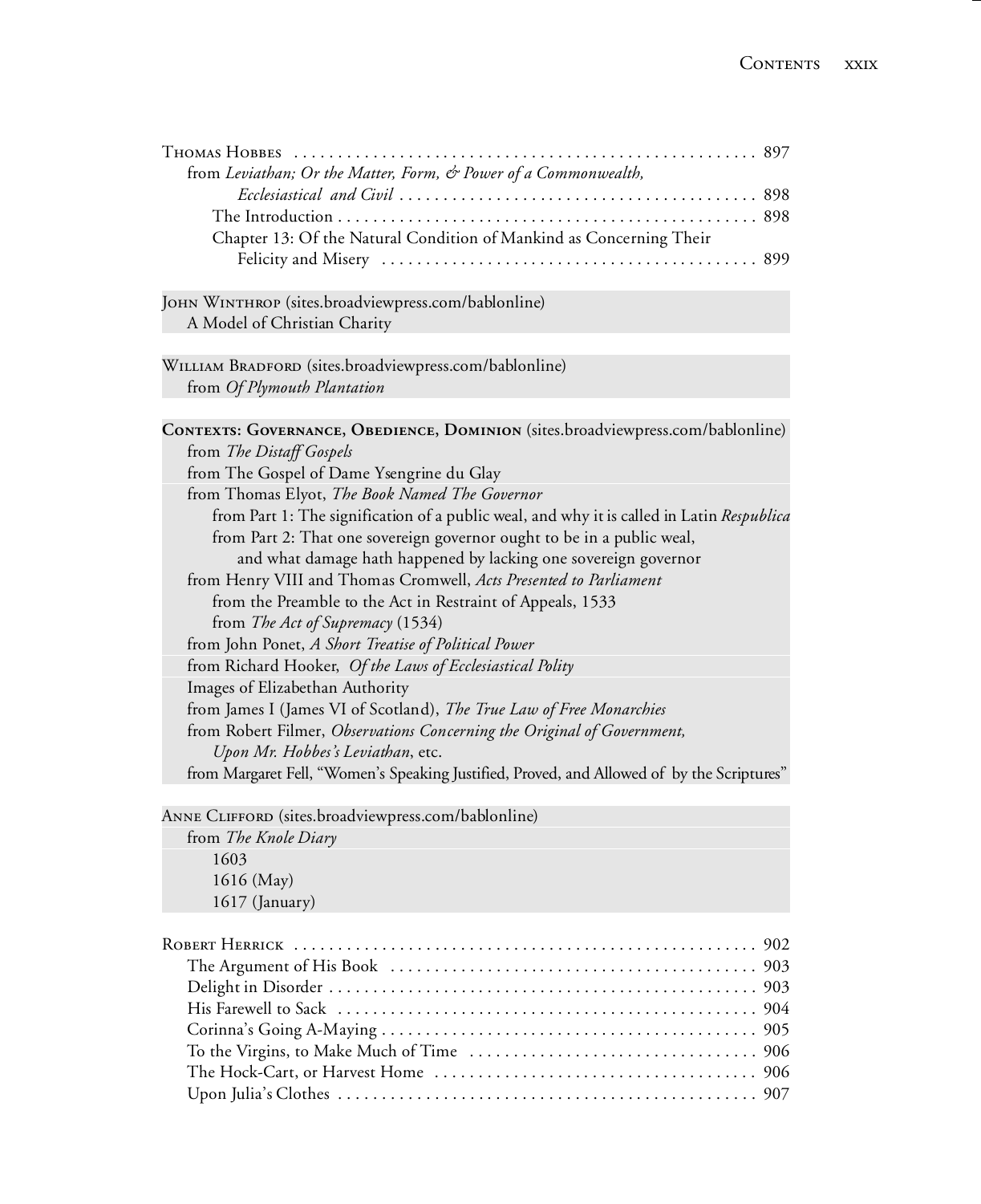Thomas Hobbes ........................................................ 897

from *Leviathan; Or the Matter, Form, & Power of a Commonwealth, Ecclesiastical and Civil* ........................................ 898

The Introduction ........................................................ 898

Chapter 13: Of the Natural Condition of Mankind as Concerning Their Felicity and Misery ........................................ 899

John Winthrop (sites.broadviewpress.com/bablonline)

A Model of Christian Charity

William Bradford (sites.broadviewpress.com/bablonline)

from *Of Plymouth Plantation*

**Contexts: Governance, Obedience, Dominion** (sites.broadviewpress.com/bablonline)

from *The Distaff Gospels*

from The Gospel of Dame Ysengrine du Glay

from Thomas Elyot, *The Book Named The Governor*

from Part 1: The signification of a public weal, and why it is called in Latin *Respublica*

from Part 2: That one sovereign governor ought to be in a public weal, and what damage hath happened by lacking one sovereign governor

from Henry VIII and Thomas Cromwell, *Acts Presented to Parliament*

from the Preamble to the Act in Restraint of Appeals, 1533

from *The Act of Supremacy* (1534)

from John Ponet, *A Short Treatise of Political Power*

from Richard Hooker, *Of the Laws of Ecclesiastical Polity*

Images of Elizabethan Authority

from James I (James VI of Scotland), *The True Law of Free Monarchies*

from Robert Filmer, *Observations Concerning the Original of Government, Upon Mr. Hobbes's Leviathan*, etc.

from Margaret Fell, "Women's Speaking Justified, Proved, and Allowed of by the Scriptures"

Anne Clifford (sites.broadviewpress.com/bablonline)

from *The Knole Diary*

1603

1616 (May)

1617 (January)

Robert Herrick ........................................................ 902

The Argument of His Book ........................................................ 903

Delight in Disorder ........................................................ 903

His Farewell to Sack ........................................................ 904

Corinna's Going A-Maying ........................................................ 905

To the Virgins, to Make Much of Time ........................................................ 906

The Hock-Cart, or Harvest Home ........................................................ 906

Upon Julia's Clothes ........................................................ 907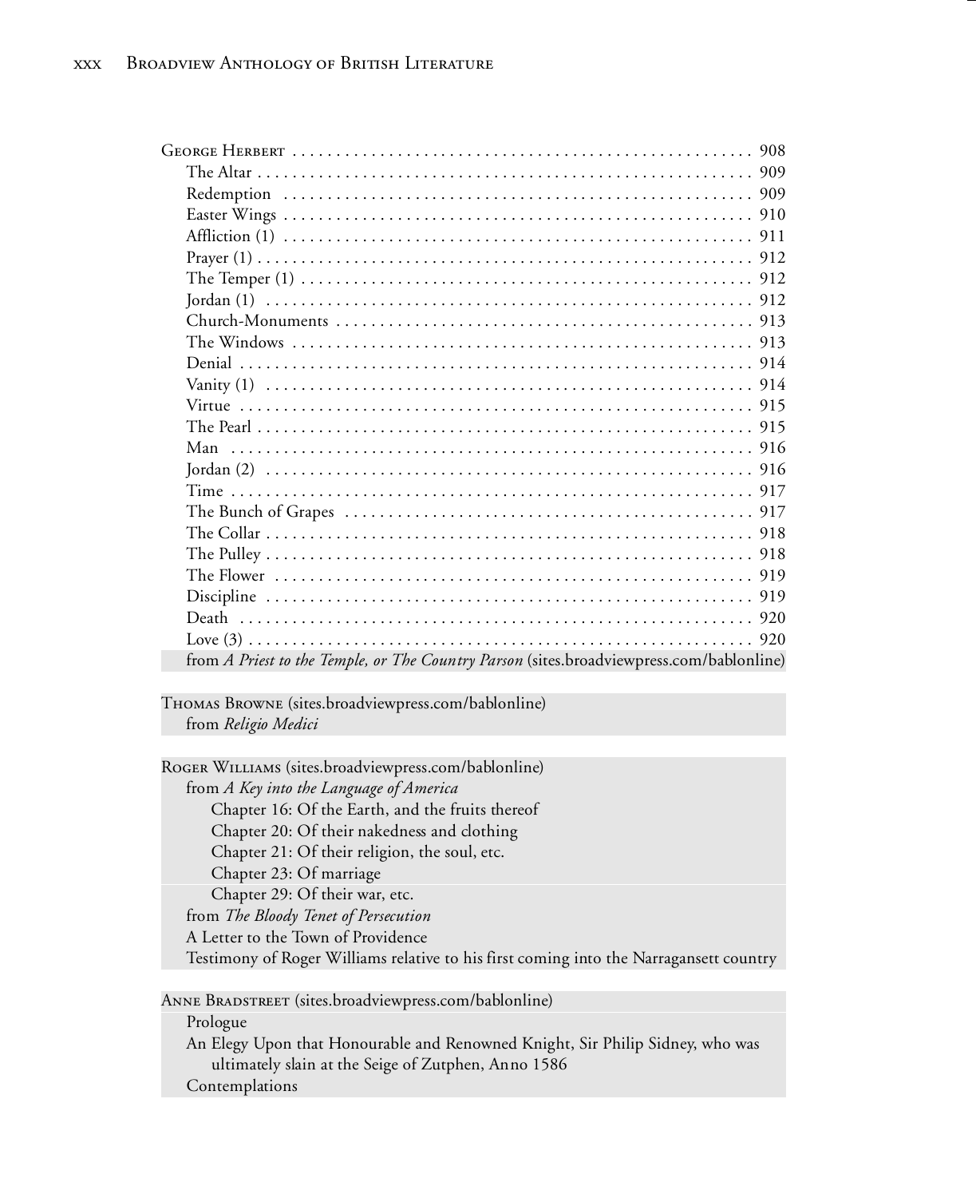George Herbert . . . . . . . . . . . . . . . . . . . . . . . . . . . . . . . . . . . . . . . . . . . . . . . . . . . 908

The Altar . . . . . . . . . . . . . . . . . . . . . . . . . . . . . . . . . . . . . . . . . . . . . . . . . . . . . 909

Redemption . . . . . . . . . . . . . . . . . . . . . . . . . . . . . . . . . . . . . . . . . . . . . . . . . . . 909

Easter Wings . . . . . . . . . . . . . . . . . . . . . . . . . . . . . . . . . . . . . . . . . . . . . . . . . . 910

Affliction (1) . . . . . . . . . . . . . . . . . . . . . . . . . . . . . . . . . . . . . . . . . . . . . . . . . . 911

Prayer (1) . . . . . . . . . . . . . . . . . . . . . . . . . . . . . . . . . . . . . . . . . . . . . . . . . . . . . 912

The Temper (1) . . . . . . . . . . . . . . . . . . . . . . . . . . . . . . . . . . . . . . . . . . . . . . . . 912

Jordan (1) . . . . . . . . . . . . . . . . . . . . . . . . . . . . . . . . . . . . . . . . . . . . . . . . . . . . 912

Church-Monuments . . . . . . . . . . . . . . . . . . . . . . . . . . . . . . . . . . . . . . . . . . . . . 913

The Windows . . . . . . . . . . . . . . . . . . . . . . . . . . . . . . . . . . . . . . . . . . . . . . . . . . 913

Denial . . . . . . . . . . . . . . . . . . . . . . . . . . . . . . . . . . . . . . . . . . . . . . . . . . . . . . . . 914

Vanity (1) . . . . . . . . . . . . . . . . . . . . . . . . . . . . . . . . . . . . . . . . . . . . . . . . . . . . . 914

Virtue . . . . . . . . . . . . . . . . . . . . . . . . . . . . . . . . . . . . . . . . . . . . . . . . . . . . . . . . 915

The Pearl . . . . . . . . . . . . . . . . . . . . . . . . . . . . . . . . . . . . . . . . . . . . . . . . . . . . . . 915

Man . . . . . . . . . . . . . . . . . . . . . . . . . . . . . . . . . . . . . . . . . . . . . . . . . . . . . . . . . 916

Jordan (2) . . . . . . . . . . . . . . . . . . . . . . . . . . . . . . . . . . . . . . . . . . . . . . . . . . . . . 916

Time . . . . . . . . . . . . . . . . . . . . . . . . . . . . . . . . . . . . . . . . . . . . . . . . . . . . . . . . . 917

The Bunch of Grapes . . . . . . . . . . . . . . . . . . . . . . . . . . . . . . . . . . . . . . . . . . . . 917

The Collar . . . . . . . . . . . . . . . . . . . . . . . . . . . . . . . . . . . . . . . . . . . . . . . . . . . . . 918

The Pulley . . . . . . . . . . . . . . . . . . . . . . . . . . . . . . . . . . . . . . . . . . . . . . . . . . . . . 918

The Flower . . . . . . . . . . . . . . . . . . . . . . . . . . . . . . . . . . . . . . . . . . . . . . . . . . . . 919

Discipline . . . . . . . . . . . . . . . . . . . . . . . . . . . . . . . . . . . . . . . . . . . . . . . . . . . . . 919

Death . . . . . . . . . . . . . . . . . . . . . . . . . . . . . . . . . . . . . . . . . . . . . . . . . . . . . . . . 920

Love (3) . . . . . . . . . . . . . . . . . . . . . . . . . . . . . . . . . . . . . . . . . . . . . . . . . . . . . . . 920

from *A Priest to the Temple, or The Country Parson* (sites.broadviewpress.com/bablonline)

Thomas Browne (sites.broadviewpress.com/bablonline)

from *Religio Medici*

Roger Williams (sites.broadviewpress.com/bablonline)

from *A Key into the Language of America*

Chapter 16: Of the Earth, and the fruits thereof

Chapter 20: Of their nakedness and clothing

Chapter 21: Of their religion, the soul, etc.

Chapter 23: Of marriage

Chapter 29: Of their war, etc.

from *The Bloody Tenet of Persecution*

A Letter to the Town of Providence

Testimony of Roger Williams relative to his first coming into the Narragansett country

Anne Bradstreet (sites.broadviewpress.com/bablonline)

Prologue

An Elegy Upon that Honourable and Renowned Knight, Sir Philip Sidney, who was ultimately slain at the Seige of Zutphen, Anno 1586

Contemplations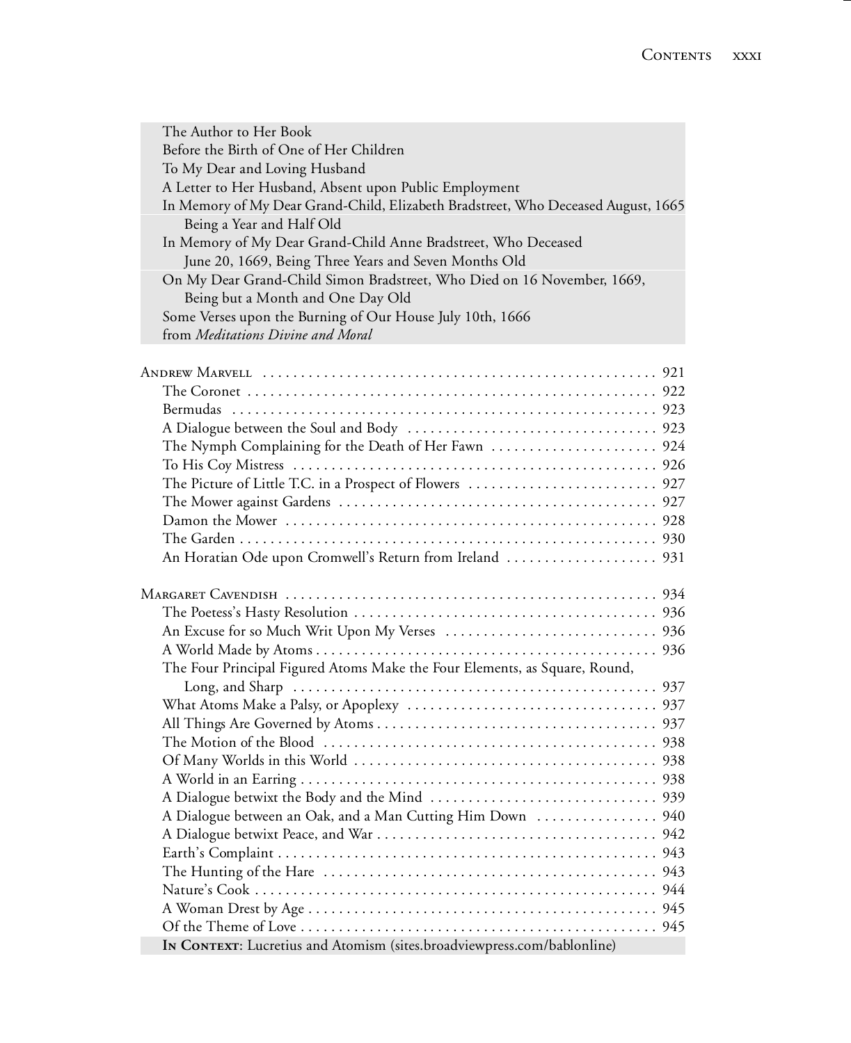The Author to Her Book
Before the Birth of One of Her Children
To My Dear and Loving Husband
A Letter to Her Husband, Absent upon Public Employment
In Memory of My Dear Grand-Child, Elizabeth Bradstreet, Who Deceased August, 1665 Being a Year and Half Old
In Memory of My Dear Grand-Child Anne Bradstreet, Who Deceased June 20, 1669, Being Three Years and Seven Months Old
On My Dear Grand-Child Simon Bradstreet, Who Died on 16 November, 1669, Being but a Month and One Day Old
Some Verses upon the Burning of Our House July 10th, 1666
from *Meditations Divine and Moral*

Andrew Marvell . . . . . . . . . . 921
The Coronet . . . . . . . . . . 922
Bermudas . . . . . . . . . . 923
A Dialogue between the Soul and Body . . . . . . . . . . 923
The Nymph Complaining for the Death of Her Fawn . . . . . . . . . . 924
To His Coy Mistress . . . . . . . . . . 926
The Picture of Little T.C. in a Prospect of Flowers . . . . . . . . . . 927
The Mower against Gardens . . . . . . . . . . 927
Damon the Mower . . . . . . . . . . 928
The Garden . . . . . . . . . . 930
An Horatian Ode upon Cromwell's Return from Ireland . . . . . . . . . . 931

Margaret Cavendish . . . . . . . . . . 934
The Poetess's Hasty Resolution . . . . . . . . . . 936
An Excuse for so Much Writ Upon My Verses . . . . . . . . . . 936
A World Made by Atoms . . . . . . . . . . 936
The Four Principal Figured Atoms Make the Four Elements, as Square, Round, Long, and Sharp . . . . . . . . . . 937
What Atoms Make a Palsy, or Apoplexy . . . . . . . . . . 937
All Things Are Governed by Atoms . . . . . . . . . . 937
The Motion of the Blood . . . . . . . . . . 938
Of Many Worlds in this World . . . . . . . . . . 938
A World in an Earring . . . . . . . . . . 938
A Dialogue betwixt the Body and the Mind . . . . . . . . . . 939
A Dialogue between an Oak, and a Man Cutting Him Down . . . . . . . . . . 940
A Dialogue betwixt Peace, and War . . . . . . . . . . 942
Earth's Complaint . . . . . . . . . . 943
The Hunting of the Hare . . . . . . . . . . 943
Nature's Cook . . . . . . . . . . 944
A Woman Drest by Age . . . . . . . . . . 945
Of the Theme of Love . . . . . . . . . . 945
**In Context**: Lucretius and Atomism (sites.broadviewpress.com/bablonline)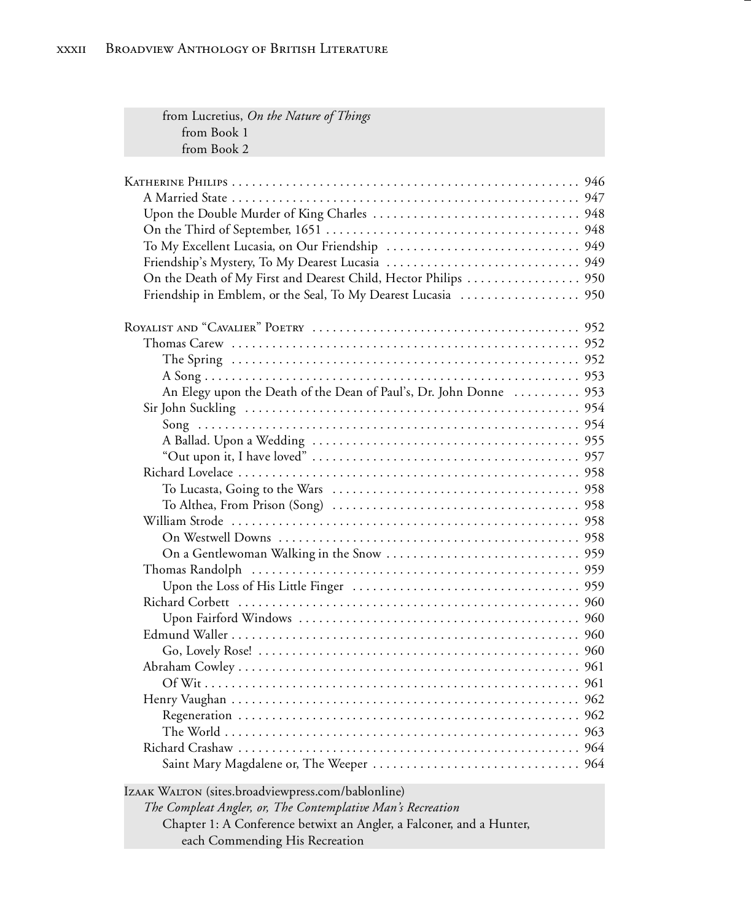from Lucretius, *On the Nature of Things*
- from Book 1
- from Book 2

Katherine Philips . . . . . . . . . . . . . . . . . . . . . . . . . . . . . . . . . . . . . . . . . . . . . . . . . . . 946
- A Married State . . . . . . . . . . . . . . . . . . . . . . . . . . . . . . . . . . . . . . . . . . . . . . . . . . 947
- Upon the Double Murder of King Charles . . . . . . . . . . . . . . . . . . . . . . . . . . . . . . 948
- On the Third of September, 1651 . . . . . . . . . . . . . . . . . . . . . . . . . . . . . . . . . . . . . 948
- To My Excellent Lucasia, on Our Friendship . . . . . . . . . . . . . . . . . . . . . . . . . . . . 949
- Friendship's Mystery, To My Dearest Lucasia . . . . . . . . . . . . . . . . . . . . . . . . . . . . 949
- On the Death of My First and Dearest Child, Hector Philips . . . . . . . . . . . . . . . . . 950
- Friendship in Emblem, or the Seal, To My Dearest Lucasia . . . . . . . . . . . . . . . . . . 950

Royalist and "Cavalier" Poetry . . . . . . . . . . . . . . . . . . . . . . . . . . . . . . . . . . . . . . . 952
- Thomas Carew . . . . . . . . . . . . . . . . . . . . . . . . . . . . . . . . . . . . . . . . . . . . . . . . . . . 952
  - The Spring . . . . . . . . . . . . . . . . . . . . . . . . . . . . . . . . . . . . . . . . . . . . . . . . . . . 952
  - A Song . . . . . . . . . . . . . . . . . . . . . . . . . . . . . . . . . . . . . . . . . . . . . . . . . . . . . . 953
  - An Elegy upon the Death of the Dean of Paul's, Dr. John Donne . . . . . . . . . . 953
- Sir John Suckling . . . . . . . . . . . . . . . . . . . . . . . . . . . . . . . . . . . . . . . . . . . . . . . . . 954
  - Song . . . . . . . . . . . . . . . . . . . . . . . . . . . . . . . . . . . . . . . . . . . . . . . . . . . . . . . . 954
  - A Ballad. Upon a Wedding . . . . . . . . . . . . . . . . . . . . . . . . . . . . . . . . . . . . . . . 955
  - "Out upon it, I have loved" . . . . . . . . . . . . . . . . . . . . . . . . . . . . . . . . . . . . . . . 957
- Richard Lovelace . . . . . . . . . . . . . . . . . . . . . . . . . . . . . . . . . . . . . . . . . . . . . . . . . 958
  - To Lucasta, Going to the Wars . . . . . . . . . . . . . . . . . . . . . . . . . . . . . . . . . . . . 958
  - To Althea, From Prison (Song) . . . . . . . . . . . . . . . . . . . . . . . . . . . . . . . . . . . . 958
- William Strode . . . . . . . . . . . . . . . . . . . . . . . . . . . . . . . . . . . . . . . . . . . . . . . . . . 958
  - On Westwell Downs . . . . . . . . . . . . . . . . . . . . . . . . . . . . . . . . . . . . . . . . . . . . 958
  - On a Gentlewoman Walking in the Snow . . . . . . . . . . . . . . . . . . . . . . . . . . . . 959
- Thomas Randolph . . . . . . . . . . . . . . . . . . . . . . . . . . . . . . . . . . . . . . . . . . . . . . . . 959
  - Upon the Loss of His Little Finger . . . . . . . . . . . . . . . . . . . . . . . . . . . . . . . . . 959
- Richard Corbett . . . . . . . . . . . . . . . . . . . . . . . . . . . . . . . . . . . . . . . . . . . . . . . . . . 960
  - Upon Fairford Windows . . . . . . . . . . . . . . . . . . . . . . . . . . . . . . . . . . . . . . . . . 960
- Edmund Waller . . . . . . . . . . . . . . . . . . . . . . . . . . . . . . . . . . . . . . . . . . . . . . . . . . 960
  - Go, Lovely Rose! . . . . . . . . . . . . . . . . . . . . . . . . . . . . . . . . . . . . . . . . . . . . . . 960
- Abraham Cowley . . . . . . . . . . . . . . . . . . . . . . . . . . . . . . . . . . . . . . . . . . . . . . . . . 961
  - Of Wit . . . . . . . . . . . . . . . . . . . . . . . . . . . . . . . . . . . . . . . . . . . . . . . . . . . . . . . 961
- Henry Vaughan . . . . . . . . . . . . . . . . . . . . . . . . . . . . . . . . . . . . . . . . . . . . . . . . . . 962
  - Regeneration . . . . . . . . . . . . . . . . . . . . . . . . . . . . . . . . . . . . . . . . . . . . . . . . . 962
  - The World . . . . . . . . . . . . . . . . . . . . . . . . . . . . . . . . . . . . . . . . . . . . . . . . . . . 963
- Richard Crashaw . . . . . . . . . . . . . . . . . . . . . . . . . . . . . . . . . . . . . . . . . . . . . . . . . 964
  - Saint Mary Magdalene or, The Weeper . . . . . . . . . . . . . . . . . . . . . . . . . . . . . . 964

Izaak Walton (sites.broadviewpress.com/bablonline)
- *The Compleat Angler, or, The Contemplative Man's Recreation*
  - Chapter 1: A Conference betwixt an Angler, a Falconer, and a Hunter, each Commending His Recreation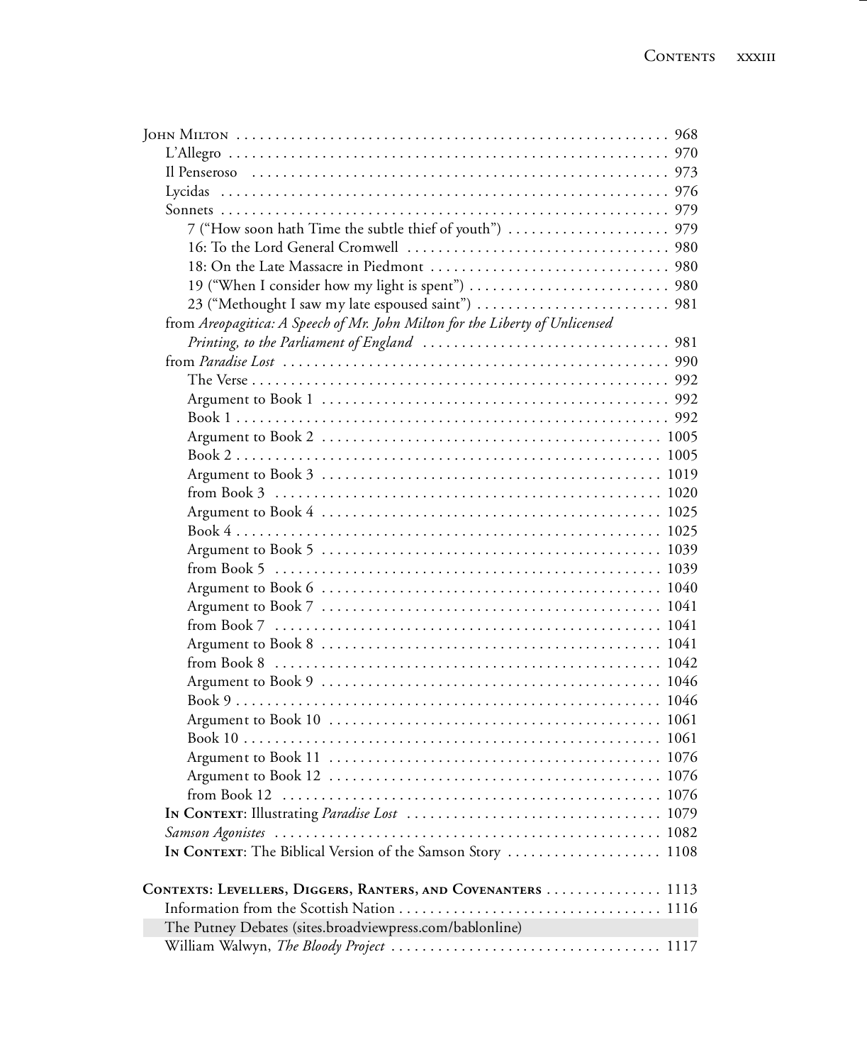John Milton . . . . . . . . . . . . . . . . . . . . . . . . . . . . . . . . . . . . . . . . . . . . . . . . . . . . . . . . . 968

- L'Allegro . . . . . . . . . . . . . . . . . . . . . . . . . . . . . . . . . . . . . . . . . . . . . . . . . . . . . . . . . . 970
- Il Penseroso . . . . . . . . . . . . . . . . . . . . . . . . . . . . . . . . . . . . . . . . . . . . . . . . . . . . . . . 973
- Lycidas . . . . . . . . . . . . . . . . . . . . . . . . . . . . . . . . . . . . . . . . . . . . . . . . . . . . . . . . . . . 976
- Sonnets . . . . . . . . . . . . . . . . . . . . . . . . . . . . . . . . . . . . . . . . . . . . . . . . . . . . . . . . . . . 979
  - 7 ("How soon hath Time the subtle thief of youth") . . . . . . . . . . . . . . . . . . . . . 979
  - 16: To the Lord General Cromwell . . . . . . . . . . . . . . . . . . . . . . . . . . . . . . . . . . . 980
  - 18: On the Late Massacre in Piedmont . . . . . . . . . . . . . . . . . . . . . . . . . . . . . . . 980
  - 19 ("When I consider how my light is spent") . . . . . . . . . . . . . . . . . . . . . . . . . . 980
  - 23 ("Methought I saw my late espoused saint") . . . . . . . . . . . . . . . . . . . . . . . . . 981
- from *Areopagitica: A Speech of Mr. John Milton for the Liberty of Unlicensed Printing, to the Parliament of England* . . . . . . . . . . . . . . . . . . . . . . . . . . . . . . . . 981
- from *Paradise Lost* . . . . . . . . . . . . . . . . . . . . . . . . . . . . . . . . . . . . . . . . . . . . . . . . . . 990
  - The Verse . . . . . . . . . . . . . . . . . . . . . . . . . . . . . . . . . . . . . . . . . . . . . . . . . . . . . . . 992
  - Argument to Book 1 . . . . . . . . . . . . . . . . . . . . . . . . . . . . . . . . . . . . . . . . . . . . . 992
  - Book 1 . . . . . . . . . . . . . . . . . . . . . . . . . . . . . . . . . . . . . . . . . . . . . . . . . . . . . . . . . 992
  - Argument to Book 2 . . . . . . . . . . . . . . . . . . . . . . . . . . . . . . . . . . . . . . . . . . . . . 1005
  - Book 2 . . . . . . . . . . . . . . . . . . . . . . . . . . . . . . . . . . . . . . . . . . . . . . . . . . . . . . . . . 1005
  - Argument to Book 3 . . . . . . . . . . . . . . . . . . . . . . . . . . . . . . . . . . . . . . . . . . . . . 1019
  - from Book 3 . . . . . . . . . . . . . . . . . . . . . . . . . . . . . . . . . . . . . . . . . . . . . . . . . . . 1020
  - Argument to Book 4 . . . . . . . . . . . . . . . . . . . . . . . . . . . . . . . . . . . . . . . . . . . . . 1025
  - Book 4 . . . . . . . . . . . . . . . . . . . . . . . . . . . . . . . . . . . . . . . . . . . . . . . . . . . . . . . . . 1025
  - Argument to Book 5 . . . . . . . . . . . . . . . . . . . . . . . . . . . . . . . . . . . . . . . . . . . . . 1039
  - from Book 5 . . . . . . . . . . . . . . . . . . . . . . . . . . . . . . . . . . . . . . . . . . . . . . . . . . . 1039
  - Argument to Book 6 . . . . . . . . . . . . . . . . . . . . . . . . . . . . . . . . . . . . . . . . . . . . . 1040
  - Argument to Book 7 . . . . . . . . . . . . . . . . . . . . . . . . . . . . . . . . . . . . . . . . . . . . . 1041
  - from Book 7 . . . . . . . . . . . . . . . . . . . . . . . . . . . . . . . . . . . . . . . . . . . . . . . . . . . 1041
  - Argument to Book 8 . . . . . . . . . . . . . . . . . . . . . . . . . . . . . . . . . . . . . . . . . . . . . 1041
  - from Book 8 . . . . . . . . . . . . . . . . . . . . . . . . . . . . . . . . . . . . . . . . . . . . . . . . . . . 1042
  - Argument to Book 9 . . . . . . . . . . . . . . . . . . . . . . . . . . . . . . . . . . . . . . . . . . . . . 1046
  - Book 9 . . . . . . . . . . . . . . . . . . . . . . . . . . . . . . . . . . . . . . . . . . . . . . . . . . . . . . . . . 1046
  - Argument to Book 10 . . . . . . . . . . . . . . . . . . . . . . . . . . . . . . . . . . . . . . . . . . . . 1061
  - Book 10 . . . . . . . . . . . . . . . . . . . . . . . . . . . . . . . . . . . . . . . . . . . . . . . . . . . . . . . 1061
  - Argument to Book 11 . . . . . . . . . . . . . . . . . . . . . . . . . . . . . . . . . . . . . . . . . . . . 1076
  - Argument to Book 12 . . . . . . . . . . . . . . . . . . . . . . . . . . . . . . . . . . . . . . . . . . . . 1076
  - from Book 12 . . . . . . . . . . . . . . . . . . . . . . . . . . . . . . . . . . . . . . . . . . . . . . . . . . 1076
- **In Context**: Illustrating *Paradise Lost* . . . . . . . . . . . . . . . . . . . . . . . . . . . . . . . . . 1079
- *Samson Agonistes* . . . . . . . . . . . . . . . . . . . . . . . . . . . . . . . . . . . . . . . . . . . . . . . . . . 1082
- **In Context**: The Biblical Version of the Samson Story . . . . . . . . . . . . . . . . . . . . 1108

**Contexts: Levellers, Diggers, Ranters, and Covenanters** . . . . . . . . . . . . . . . 1113

- Information from the Scottish Nation . . . . . . . . . . . . . . . . . . . . . . . . . . . . . . . . . . 1116
- The Putney Debates (sites.broadviewpress.com/bablonline)
- William Walwyn, *The Bloody Project* . . . . . . . . . . . . . . . . . . . . . . . . . . . . . . . . . . . 1117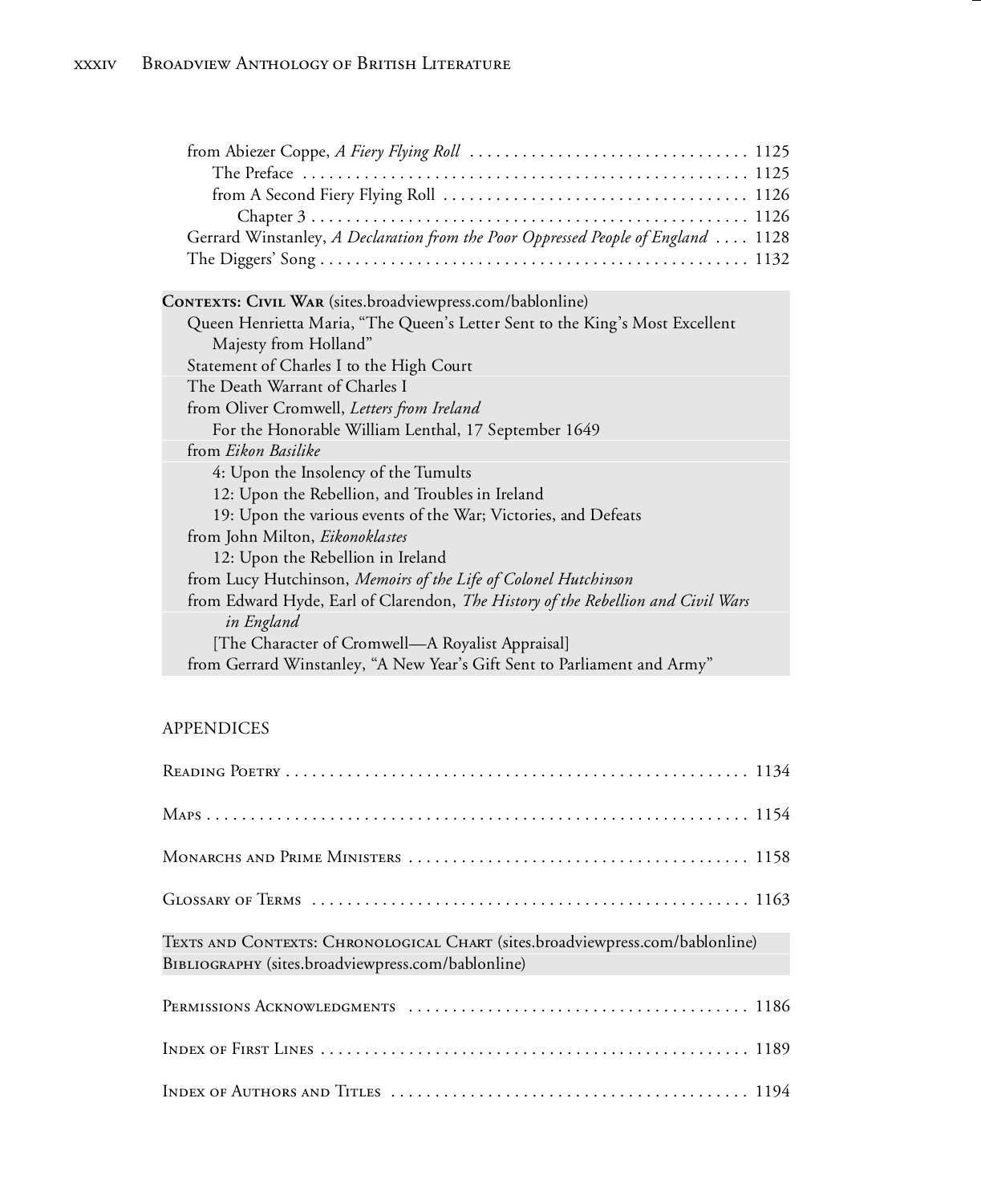from Abiezer Coppe, *A Fiery Flying Roll* . . . . . . . . . . . . . . . . . . . . . . . . . . . . . . . . 1125
The Preface . . . . . . . . . . . . . . . . . . . . . . . . . . . . . . . . . . . . . . . . . . . . . . . . . . 1125
from A Second Fiery Flying Roll . . . . . . . . . . . . . . . . . . . . . . . . . . . . . . . . . . 1126
Chapter 3 . . . . . . . . . . . . . . . . . . . . . . . . . . . . . . . . . . . . . . . . . . . . . . . . . 1126
Gerrard Winstanley, *A Declaration from the Poor Oppressed People of England* . . . . 1128
The Diggers' Song . . . . . . . . . . . . . . . . . . . . . . . . . . . . . . . . . . . . . . . . . . . . . . . . 1132

**Contexts: Civil War** (sites.broadviewpress.com/bablonline)
Queen Henrietta Maria, "The Queen's Letter Sent to the King's Most Excellent Majesty from Holland"
Statement of Charles I to the High Court
The Death Warrant of Charles I
from Oliver Cromwell, *Letters from Ireland*
For the Honorable William Lenthal, 17 September 1649
from *Eikon Basilike*
4: Upon the Insolency of the Tumults
12: Upon the Rebellion, and Troubles in Ireland
19: Upon the various events of the War; Victories, and Defeats
from John Milton, *Eikonoklastes*
12: Upon the Rebellion in Ireland
from Lucy Hutchinson, *Memoirs of the Life of Colonel Hutchinson*
from Edward Hyde, Earl of Clarendon, *The History of the Rebellion and Civil Wars in England*
[The Character of Cromwell—A Royalist Appraisal]
from Gerrard Winstanley, "A New Year's Gift Sent to Parliament and Army"

## APPENDICES

Reading Poetry . . . . . . . . . . . . . . . . . . . . . . . . . . . . . . . . . . . . . . . . . . . . . . . . . . . . 1134

Maps . . . . . . . . . . . . . . . . . . . . . . . . . . . . . . . . . . . . . . . . . . . . . . . . . . . . . . . . . . . 1154

Monarchs and Prime Ministers . . . . . . . . . . . . . . . . . . . . . . . . . . . . . . . . . . . . . . 1158

Glossary of Terms . . . . . . . . . . . . . . . . . . . . . . . . . . . . . . . . . . . . . . . . . . . . . . . . . 1163

Texts and Contexts: Chronological Chart (sites.broadviewpress.com/bablonline)
Bibliography (sites.broadviewpress.com/bablonline)

Permissions Acknowledgments . . . . . . . . . . . . . . . . . . . . . . . . . . . . . . . . . . . . . . 1186

Index of First Lines . . . . . . . . . . . . . . . . . . . . . . . . . . . . . . . . . . . . . . . . . . . . . . . . 1189

Index of Authors and Titles . . . . . . . . . . . . . . . . . . . . . . . . . . . . . . . . . . . . . . . . 1194